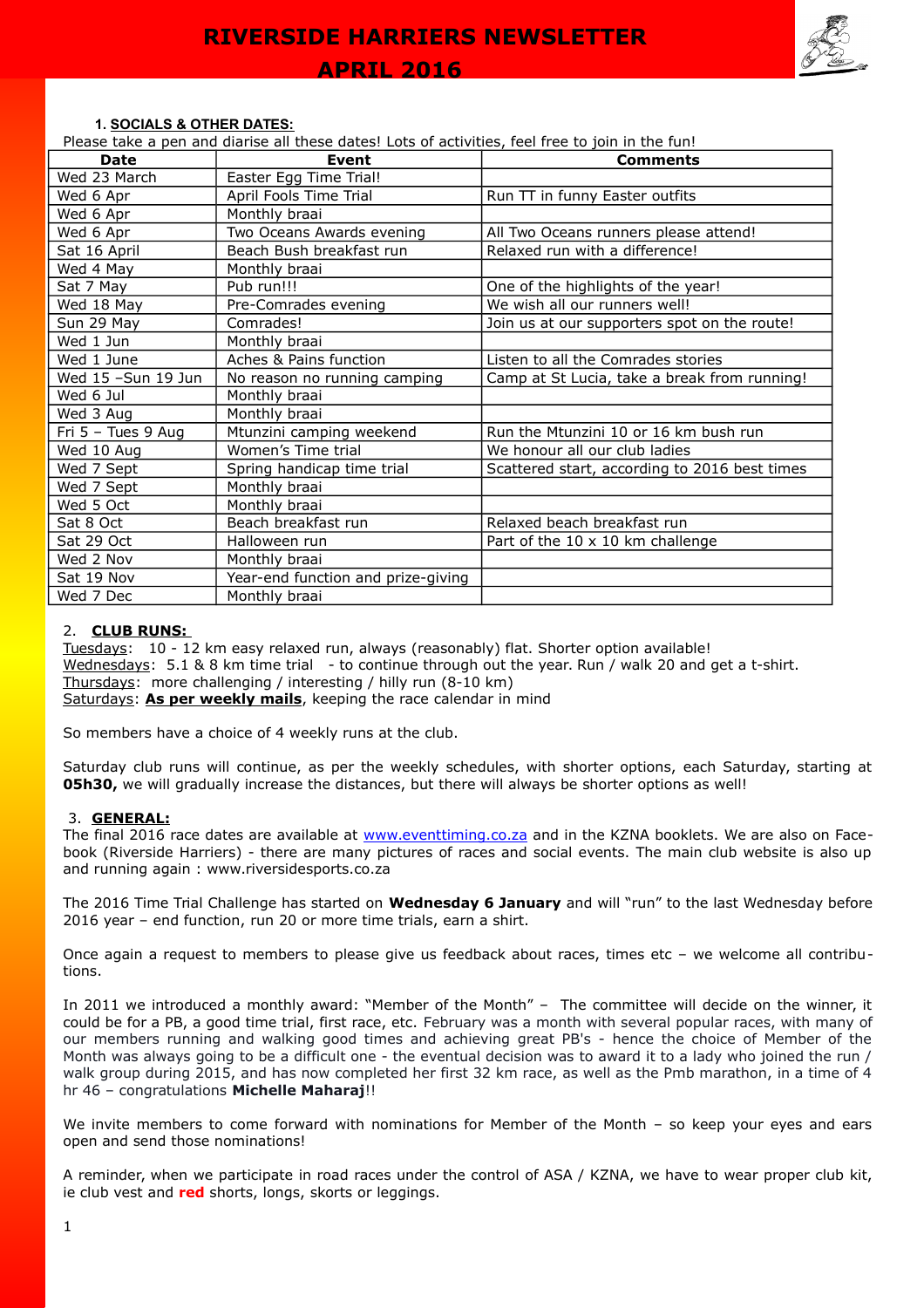# RIVERSIDE HARRIERS NEWSLETTER

## APRIL 2016

### 1. SOCIALS & OTHER DATES:

Please take a pen and diarise all these dates! Lots of activities, feel free to join in the fun!

| Date | Event | Comments |
|---|---|---|
| Wed 23 March | Easter Egg Time Trial! | |
| Wed 6 Apr | April Fools Time Trial | Run TT in funny Easter outfits |
| Wed 6 Apr | Monthly braai | |
| Wed 6 Apr | Two Oceans Awards evening | All Two Oceans runners please attend! |
| Sat 16 April | Beach Bush breakfast run | Relaxed run with a difference! |
| Wed 4 May | Monthly braai | |
| Sat 7 May | Pub run!!! | One of the highlights of the year! |
| Wed 18 May | Pre-Comrades evening | We wish all our runners well! |
| Sun 29 May | Comrades! | Join us at our supporters spot on the route! |
| Wed 1 Jun | Monthly braai | |
| Wed 1 June | Aches & Pains function | Listen to all the Comrades stories |
| Wed 15 –Sun 19 Jun | No reason no running camping | Camp at St Lucia, take a break from running! |
| Wed 6 Jul | Monthly braai | |
| Wed 3 Aug | Monthly braai | |
| Fri 5 – Tues 9 Aug | Mtunzini camping weekend | Run the Mtunzini 10 or 16 km bush run |
| Wed 10 Aug | Women's Time trial | We honour all our club ladies |
| Wed 7 Sept | Spring handicap time trial | Scattered start, according to 2016 best times |
| Wed 7 Sept | Monthly braai | |
| Wed 5 Oct | Monthly braai | |
| Sat 8 Oct | Beach breakfast run | Relaxed beach breakfast run |
| Sat 29 Oct | Halloween run | Part of the 10 x 10 km challenge |
| Wed 2 Nov | Monthly braai | |
| Sat 19 Nov | Year-end function and prize-giving | |
| Wed 7 Dec | Monthly braai | |

### 2. CLUB RUNS:

Tuesdays: 10 - 12 km easy relaxed run, always (reasonably) flat. Shorter option available!
Wednesdays: 5.1 & 8 km time trial - to continue through out the year. Run / walk 20 and get a t-shirt.
Thursdays: more challenging / interesting / hilly run (8-10 km)
Saturdays: **As per weekly mails**, keeping the race calendar in mind

So members have a choice of 4 weekly runs at the club.

Saturday club runs will continue, as per the weekly schedules, with shorter options, each Saturday, starting at **05h30,** we will gradually increase the distances, but there will always be shorter options as well!

### 3. GENERAL:

The final 2016 race dates are available at www.eventtiming.co.za and in the KZNA booklets. We are also on Facebook (Riverside Harriers) - there are many pictures of races and social events. The main club website is also up and running again : www.riversidesports.co.za

The 2016 Time Trial Challenge has started on **Wednesday 6 January** and will "run" to the last Wednesday before 2016 year – end function, run 20 or more time trials, earn a shirt.

Once again a request to members to please give us feedback about races, times etc – we welcome all contributions.

In 2011 we introduced a monthly award: "Member of the Month" – The committee will decide on the winner, it could be for a PB, a good time trial, first race, etc. February was a month with several popular races, with many of our members running and walking good times and achieving great PB's - hence the choice of Member of the Month was always going to be a difficult one - the eventual decision was to award it to a lady who joined the run / walk group during 2015, and has now completed her first 32 km race, as well as the Pmb marathon, in a time of 4 hr 46 – congratulations **Michelle Maharaj**!!

We invite members to come forward with nominations for Member of the Month – so keep your eyes and ears open and send those nominations!

A reminder, when we participate in road races under the control of ASA / KZNA, we have to wear proper club kit, ie club vest and **red** shorts, longs, skorts or leggings.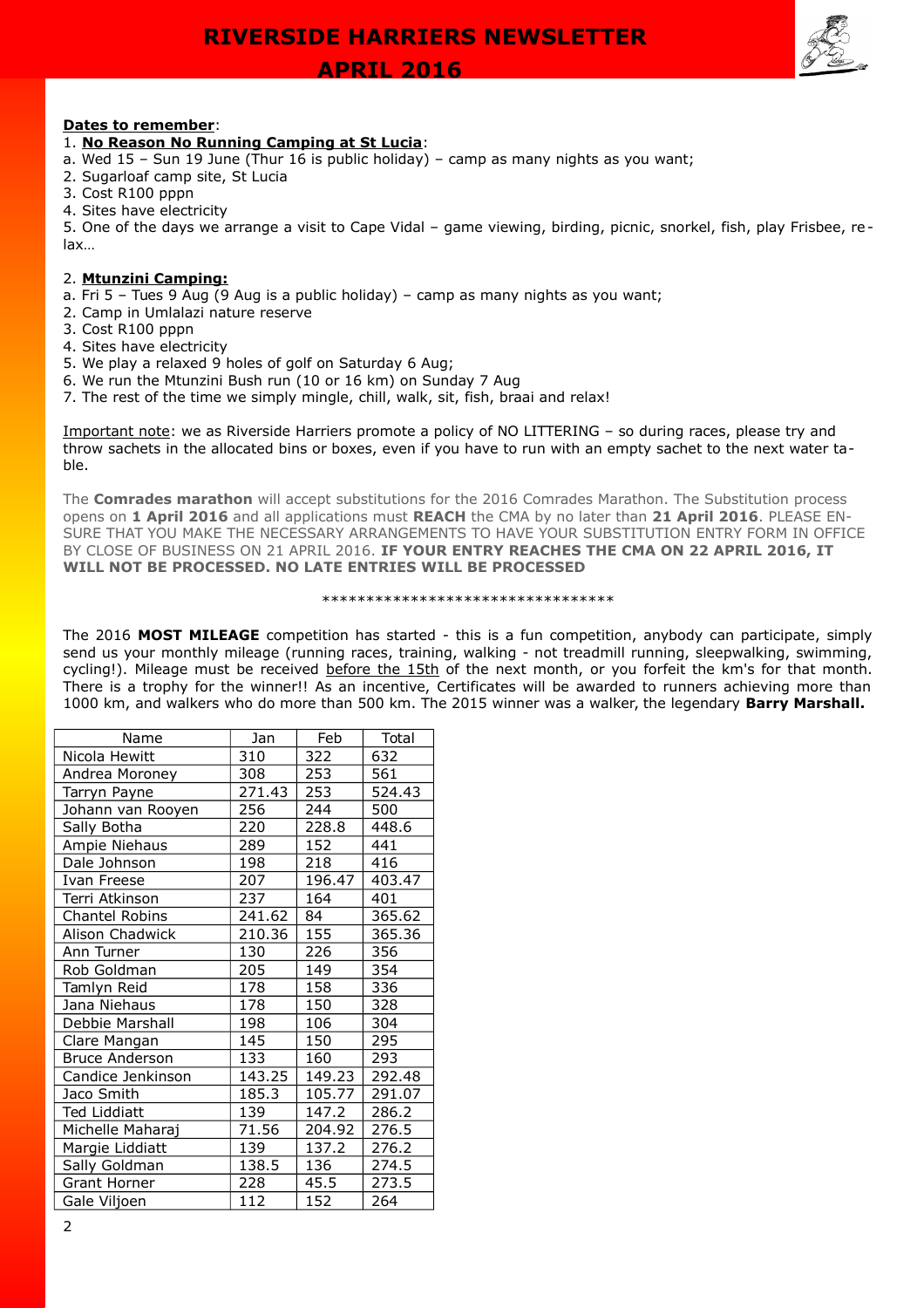**Dates to remember**:

1. **No Reason No Running Camping at St Lucia**:

a. Wed 15 – Sun 19 June (Thur 16 is public holiday) – camp as many nights as you want;
2. Sugarloaf camp site, St Lucia
3. Cost R100 pppn
4. Sites have electricity
5. One of the days we arrange a visit to Cape Vidal – game viewing, birding, picnic, snorkel, fish, play Frisbee, relax…

2. **Mtunzini Camping:**

a. Fri 5 – Tues 9 Aug (9 Aug is a public holiday) – camp as many nights as you want;
2. Camp in Umlalazi nature reserve
3. Cost R100 pppn
4. Sites have electricity
5. We play a relaxed 9 holes of golf on Saturday 6 Aug;
6. We run the Mtunzini Bush run (10 or 16 km) on Sunday 7 Aug
7. The rest of the time we simply mingle, chill, walk, sit, fish, braai and relax!

Important note: we as Riverside Harriers promote a policy of NO LITTERING – so during races, please try and throw sachets in the allocated bins or boxes, even if you have to run with an empty sachet to the next water table.

The **Comrades marathon** will accept substitutions for the 2016 Comrades Marathon. The Substitution process opens on **1 April 2016** and all applications must **REACH** the CMA by no later than **21 April 2016**. PLEASE ENSURE THAT YOU MAKE THE NECESSARY ARRANGEMENTS TO HAVE YOUR SUBSTITUTION ENTRY FORM IN OFFICE BY CLOSE OF BUSINESS ON 21 APRIL 2016. **IF YOUR ENTRY REACHES THE CMA ON 22 APRIL 2016, IT WILL NOT BE PROCESSED. NO LATE ENTRIES WILL BE PROCESSED**

\*\*\*\*\*\*\*\*\*\*\*\*\*\*\*\*\*\*\*\*\*\*\*\*\*\*\*\*\*\*\*\*\*\*

The 2016 **MOST MILEAGE** competition has started - this is a fun competition, anybody can participate, simply send us your monthly mileage (running races, training, walking - not treadmill running, sleepwalking, swimming, cycling!). Mileage must be received before the 15th of the next month, or you forfeit the km's for that month. There is a trophy for the winner!! As an incentive, Certificates will be awarded to runners achieving more than 1000 km, and walkers who do more than 500 km. The 2015 winner was a walker, the legendary **Barry Marshall.**

| Name | Jan | Feb | Total |
|---|---|---|---|
| Nicola Hewitt | 310 | 322 | 632 |
| Andrea Moroney | 308 | 253 | 561 |
| Tarryn Payne | 271.43 | 253 | 524.43 |
| Johann van Rooyen | 256 | 244 | 500 |
| Sally Botha | 220 | 228.8 | 448.6 |
| Ampie Niehaus | 289 | 152 | 441 |
| Dale Johnson | 198 | 218 | 416 |
| Ivan Freese | 207 | 196.47 | 403.47 |
| Terri Atkinson | 237 | 164 | 401 |
| Chantel Robins | 241.62 | 84 | 365.62 |
| Alison Chadwick | 210.36 | 155 | 365.36 |
| Ann Turner | 130 | 226 | 356 |
| Rob Goldman | 205 | 149 | 354 |
| Tamlyn Reid | 178 | 158 | 336 |
| Jana Niehaus | 178 | 150 | 328 |
| Debbie Marshall | 198 | 106 | 304 |
| Clare Mangan | 145 | 150 | 295 |
| Bruce Anderson | 133 | 160 | 293 |
| Candice Jenkinson | 143.25 | 149.23 | 292.48 |
| Jaco Smith | 185.3 | 105.77 | 291.07 |
| Ted Liddiatt | 139 | 147.2 | 286.2 |
| Michelle Maharaj | 71.56 | 204.92 | 276.5 |
| Margie Liddiatt | 139 | 137.2 | 276.2 |
| Sally Goldman | 138.5 | 136 | 274.5 |
| Grant Horner | 228 | 45.5 | 273.5 |
| Gale Viljoen | 112 | 152 | 264 |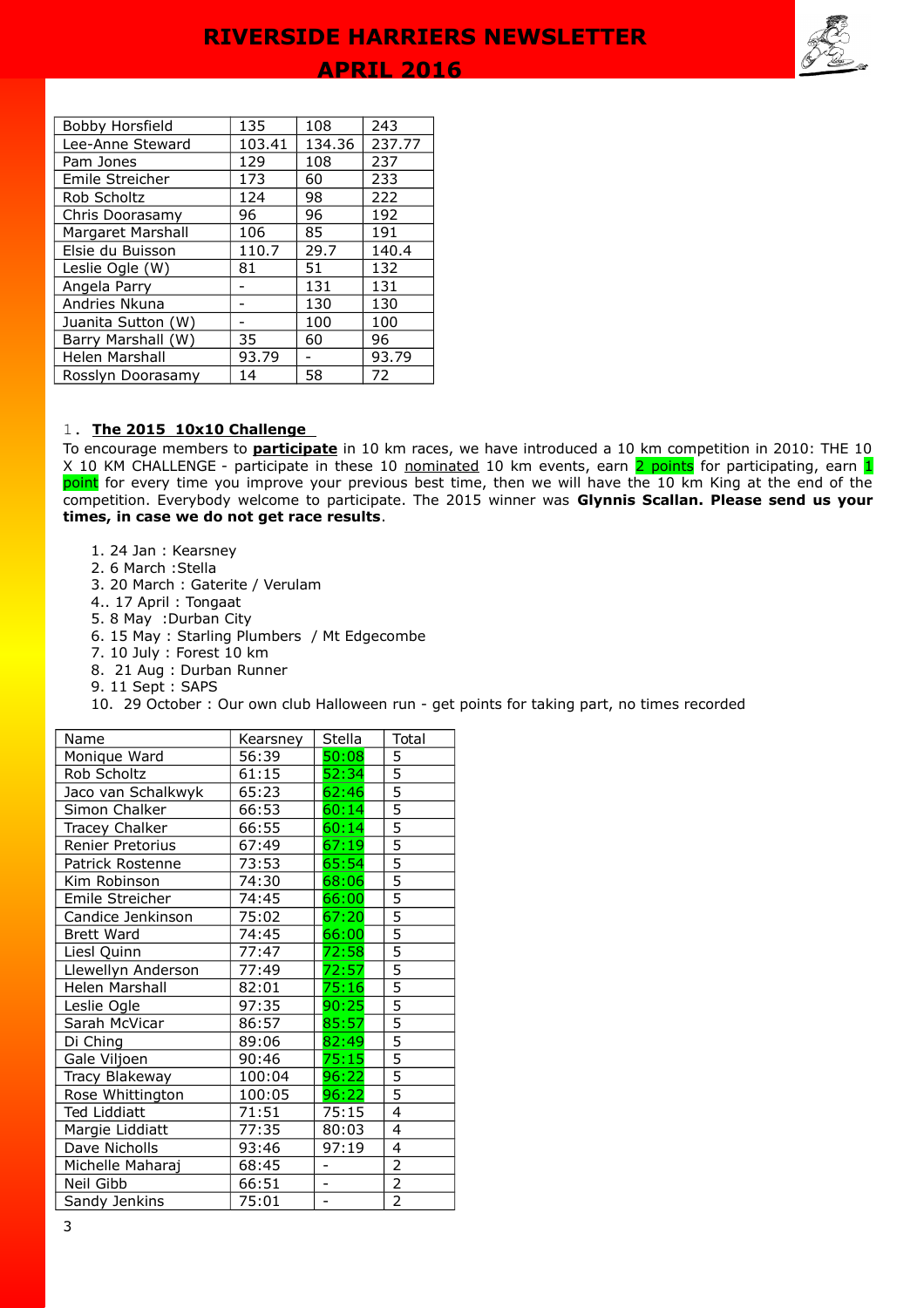| Bobby Horsfield | 135 | 108 | 243 |
|---|---|---|---|
| Lee-Anne Steward | 103.41 | 134.36 | 237.77 |
| Pam Jones | 129 | 108 | 237 |
| Emile Streicher | 173 | 60 | 233 |
| Rob Scholtz | 124 | 98 | 222 |
| Chris Doorasamy | 96 | 96 | 192 |
| Margaret Marshall | 106 | 85 | 191 |
| Elsie du Buisson | 110.7 | 29.7 | 140.4 |
| Leslie Ogle (W) | 81 | 51 | 132 |
| Angela Parry | - | 131 | 131 |
| Andries Nkuna | - | 130 | 130 |
| Juanita Sutton (W) | - | 100 | 100 |
| Barry Marshall (W) | 35 | 60 | 96 |
| Helen Marshall | 93.79 | - | 93.79 |
| Rosslyn Doorasamy | 14 | 58 | 72 |

1. **The 2015 10x10 Challenge**

To encourage members to **participate** in 10 km races, we have introduced a 10 km competition in 2010: THE 10 X 10 KM CHALLENGE - participate in these 10 nominated 10 km events, earn 2 points for participating, earn 1 point for every time you improve your previous best time, then we will have the 10 km King at the end of the competition. Everybody welcome to participate. The 2015 winner was **Glynnis Scallan. Please send us your times, in case we do not get race results**.

1. 24 Jan : Kearsney
2. 6 March :Stella
3. 20 March : Gaterite / Verulam
4. 17 April : Tongaat
5. 8 May :Durban City
6. 15 May : Starling Plumbers / Mt Edgecombe
7. 10 July : Forest 10 km
8. 21 Aug : Durban Runner
9. 11 Sept : SAPS
10. 29 October : Our own club Halloween run - get points for taking part, no times recorded

| Name | Kearsney | Stella | Total |
|---|---|---|---|
| Monique Ward | 56:39 | 50:08 | 5 |
| Rob Scholtz | 61:15 | 52:34 | 5 |
| Jaco van Schalkwyk | 65:23 | 62:46 | 5 |
| Simon Chalker | 66:53 | 60:14 | 5 |
| Tracey Chalker | 66:55 | 60:14 | 5 |
| Renier Pretorius | 67:49 | 67:19 | 5 |
| Patrick Rostenne | 73:53 | 65:54 | 5 |
| Kim Robinson | 74:30 | 68:06 | 5 |
| Emile Streicher | 74:45 | 66:00 | 5 |
| Candice Jenkinson | 75:02 | 67:20 | 5 |
| Brett Ward | 74:45 | 66:00 | 5 |
| Liesl Quinn | 77:47 | 72:58 | 5 |
| Llewellyn Anderson | 77:49 | 72:57 | 5 |
| Helen Marshall | 82:01 | 75:16 | 5 |
| Leslie Ogle | 97:35 | 90:25 | 5 |
| Sarah McVicar | 86:57 | 85:57 | 5 |
| Di Ching | 89:06 | 82:49 | 5 |
| Gale Viljoen | 90:46 | 75:15 | 5 |
| Tracy Blakeway | 100:04 | 96:22 | 5 |
| Rose Whittington | 100:05 | 96:22 | 5 |
| Ted Liddiatt | 71:51 | 75:15 | 4 |
| Margie Liddiatt | 77:35 | 80:03 | 4 |
| Dave Nicholls | 93:46 | 97:19 | 4 |
| Michelle Maharaj | 68:45 | - | 2 |
| Neil Gibb | 66:51 | - | 2 |
| Sandy Jenkins | 75:01 | - | 2 |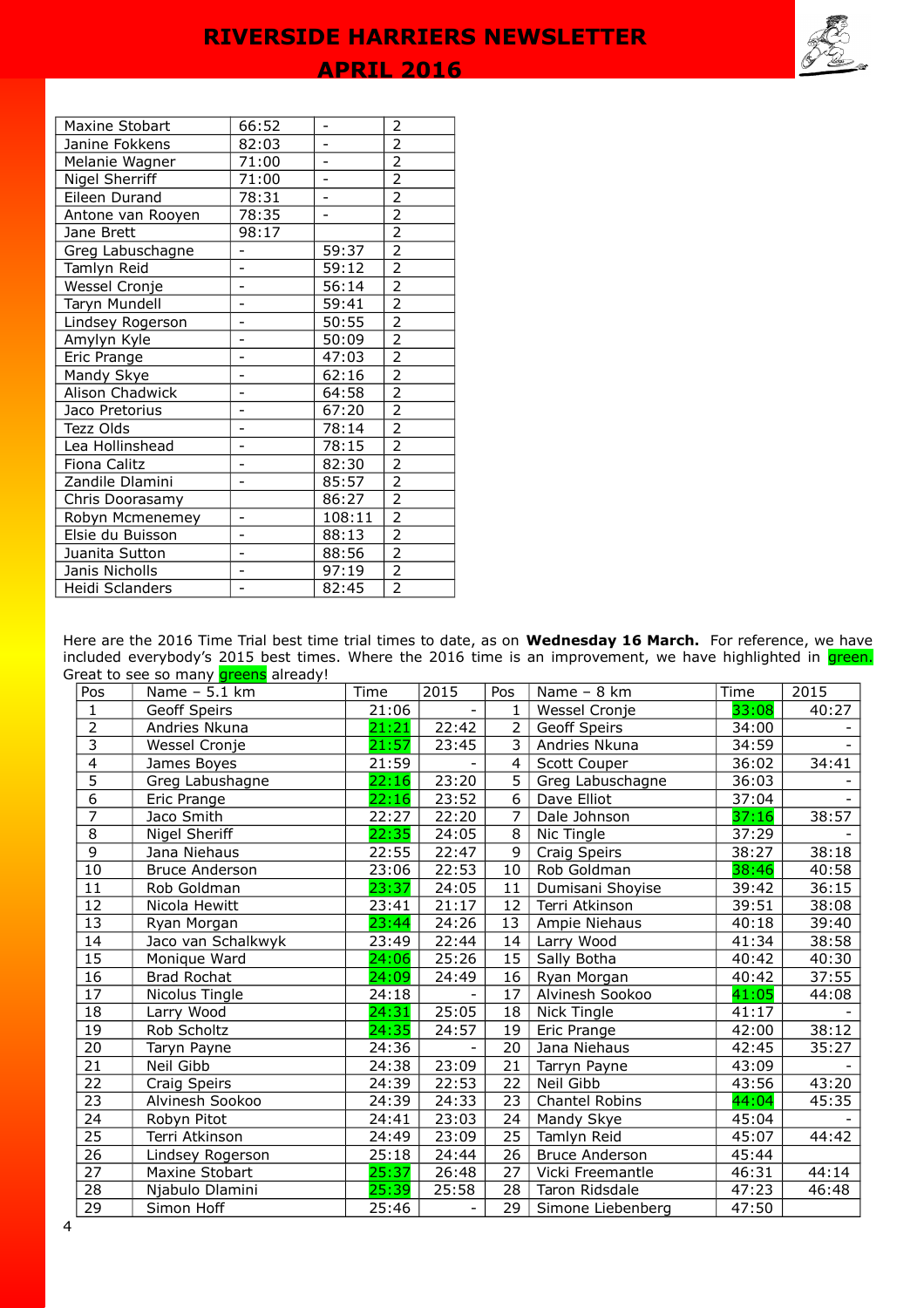| Maxine Stobart | 66:52 | - | 2 |
|---|---|---|---|
| Janine Fokkens | 82:03 | - | 2 |
| Melanie Wagner | 71:00 | - | 2 |
| Nigel Sherriff | 71:00 | - | 2 |
| Eileen Durand | 78:31 | - | 2 |
| Antone van Rooyen | 78:35 | - | 2 |
| Jane Brett | 98:17 | | 2 |
| Greg Labuschagne | - | 59:37 | 2 |
| Tamlyn Reid | - | 59:12 | 2 |
| Wessel Cronje | - | 56:14 | 2 |
| Taryn Mundell | - | 59:41 | 2 |
| Lindsey Rogerson | - | 50:55 | 2 |
| Amylyn Kyle | - | 50:09 | 2 |
| Eric Prange | - | 47:03 | 2 |
| Mandy Skye | - | 62:16 | 2 |
| Alison Chadwick | - | 64:58 | 2 |
| Jaco Pretorius | - | 67:20 | 2 |
| Tezz Olds | - | 78:14 | 2 |
| Lea Hollinshead | - | 78:15 | 2 |
| Fiona Calitz | - | 82:30 | 2 |
| Zandile Dlamini | - | 85:57 | 2 |
| Chris Doorasamy | | 86:27 | 2 |
| Robyn Mcmenemey | - | 108:11 | 2 |
| Elsie du Buisson | - | 88:13 | 2 |
| Juanita Sutton | - | 88:56 | 2 |
| Janis Nicholls | - | 97:19 | 2 |
| Heidi Sclanders | - | 82:45 | 2 |

Here are the 2016 Time Trial best time trial times to date, as on **Wednesday 16 March.** For reference, we have included everybody's 2015 best times. Where the 2016 time is an improvement, we have highlighted in green. Great to see so many greens already!

| Pos | Name – 5.1 km | Time | 2015 | Pos | Name – 8 km | Time | 2015 |
|---|---|---|---|---|---|---|---|
| 1 | Geoff Speirs | 21:06 | - | 1 | Wessel Cronje | 33:08 | 40:27 |
| 2 | Andries Nkuna | 21:21 | 22:42 | 2 | Geoff Speirs | 34:00 | - |
| 3 | Wessel Cronje | 21:57 | 23:45 | 3 | Andries Nkuna | 34:59 | - |
| 4 | James Boyes | 21:59 | - | 4 | Scott Couper | 36:02 | 34:41 |
| 5 | Greg Labushagne | 22:16 | 23:20 | 5 | Greg Labuschagne | 36:03 | - |
| 6 | Eric Prange | 22:16 | 23:52 | 6 | Dave Elliot | 37:04 | - |
| 7 | Jaco Smith | 22:27 | 22:20 | 7 | Dale Johnson | 37:16 | 38:57 |
| 8 | Nigel Sheriff | 22:35 | 24:05 | 8 | Nic Tingle | 37:29 | - |
| 9 | Jana Niehaus | 22:55 | 22:47 | 9 | Craig Speirs | 38:27 | 38:18 |
| 10 | Bruce Anderson | 23:06 | 22:53 | 10 | Rob Goldman | 38:46 | 40:58 |
| 11 | Rob Goldman | 23:37 | 24:05 | 11 | Dumisani Shoyise | 39:42 | 36:15 |
| 12 | Nicola Hewitt | 23:41 | 21:17 | 12 | Terri Atkinson | 39:51 | 38:08 |
| 13 | Ryan Morgan | 23:44 | 24:26 | 13 | Ampie Niehaus | 40:18 | 39:40 |
| 14 | Jaco van Schalkwyk | 23:49 | 22:44 | 14 | Larry Wood | 41:34 | 38:58 |
| 15 | Monique Ward | 24:06 | 25:26 | 15 | Sally Botha | 40:42 | 40:30 |
| 16 | Brad Rochat | 24:09 | 24:49 | 16 | Ryan Morgan | 40:42 | 37:55 |
| 17 | Nicolus Tingle | 24:18 | - | 17 | Alvinesh Sookoo | 41:05 | 44:08 |
| 18 | Larry Wood | 24:31 | 25:05 | 18 | Nick Tingle | 41:17 | - |
| 19 | Rob Scholtz | 24:35 | 24:57 | 19 | Eric Prange | 42:00 | 38:12 |
| 20 | Taryn Payne | 24:36 | - | 20 | Jana Niehaus | 42:45 | 35:27 |
| 21 | Neil Gibb | 24:38 | 23:09 | 21 | Tarryn Payne | 43:09 | - |
| 22 | Craig Speirs | 24:39 | 22:53 | 22 | Neil Gibb | 43:56 | 43:20 |
| 23 | Alvinesh Sookoo | 24:39 | 24:33 | 23 | Chantel Robins | 44:04 | 45:35 |
| 24 | Robyn Pitot | 24:41 | 23:03 | 24 | Mandy Skye | 45:04 | - |
| 25 | Terri Atkinson | 24:49 | 23:09 | 25 | Tamlyn Reid | 45:07 | 44:42 |
| 26 | Lindsey Rogerson | 25:18 | 24:44 | 26 | Bruce Anderson | 45:44 | |
| 27 | Maxine Stobart | 25:37 | 26:48 | 27 | Vicki Freemantle | 46:31 | 44:14 |
| 28 | Njabulo Dlamini | 25:39 | 25:58 | 28 | Taron Ridsdale | 47:23 | 46:48 |
| 29 | Simon Hoff | 25:46 | - | 29 | Simone Liebenberg | 47:50 | |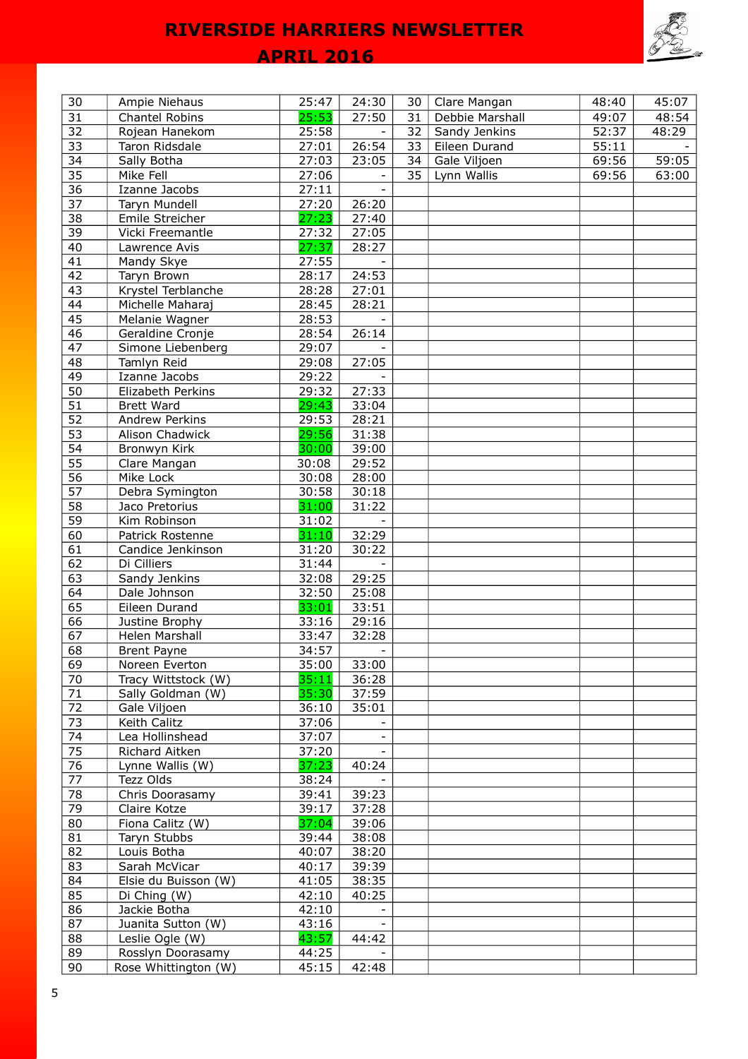| | | | | | | | |
|---|---|---|---|---|---|---|---|
| 30 | Ampie Niehaus | 25:47 | 24:30 | 30 | Clare Mangan | 48:40 | 45:07 |
| 31 | Chantel Robins | 25:53 | 27:50 | 31 | Debbie Marshall | 49:07 | 48:54 |
| 32 | Rojean Hanekom | 25:58 | - | 32 | Sandy Jenkins | 52:37 | 48:29 |
| 33 | Taron Ridsdale | 27:01 | 26:54 | 33 | Eileen Durand | 55:11 | - |
| 34 | Sally Botha | 27:03 | 23:05 | 34 | Gale Viljoen | 69:56 | 59:05 |
| 35 | Mike Fell | 27:06 | - | 35 | Lynn Wallis | 69:56 | 63:00 |
| 36 | Izanne Jacobs | 27:11 | - | | | | |
| 37 | Taryn Mundell | 27:20 | 26:20 | | | | |
| 38 | Emile Streicher | 27:23 | 27:40 | | | | |
| 39 | Vicki Freemantle | 27:32 | 27:05 | | | | |
| 40 | Lawrence Avis | 27:37 | 28:27 | | | | |
| 41 | Mandy Skye | 27:55 | - | | | | |
| 42 | Taryn Brown | 28:17 | 24:53 | | | | |
| 43 | Krystel Terblanche | 28:28 | 27:01 | | | | |
| 44 | Michelle Maharaj | 28:45 | 28:21 | | | | |
| 45 | Melanie Wagner | 28:53 | - | | | | |
| 46 | Geraldine Cronje | 28:54 | 26:14 | | | | |
| 47 | Simone Liebenberg | 29:07 | - | | | | |
| 48 | Tamlyn Reid | 29:08 | 27:05 | | | | |
| 49 | Izanne Jacobs | 29:22 | - | | | | |
| 50 | Elizabeth Perkins | 29:32 | 27:33 | | | | |
| 51 | Brett Ward | 29:43 | 33:04 | | | | |
| 52 | Andrew Perkins | 29:53 | 28:21 | | | | |
| 53 | Alison Chadwick | 29:56 | 31:38 | | | | |
| 54 | Bronwyn Kirk | 30:00 | 39:00 | | | | |
| 55 | Clare Mangan | 30:08 | 29:52 | | | | |
| 56 | Mike Lock | 30:08 | 28:00 | | | | |
| 57 | Debra Symington | 30:58 | 30:18 | | | | |
| 58 | Jaco Pretorius | 31:00 | 31:22 | | | | |
| 59 | Kim Robinson | 31:02 | - | | | | |
| 60 | Patrick Rostenne | 31:10 | 32:29 | | | | |
| 61 | Candice Jenkinson | 31:20 | 30:22 | | | | |
| 62 | Di Cilliers | 31:44 | - | | | | |
| 63 | Sandy Jenkins | 32:08 | 29:25 | | | | |
| 64 | Dale Johnson | 32:50 | 25:08 | | | | |
| 65 | Eileen Durand | 33:01 | 33:51 | | | | |
| 66 | Justine Brophy | 33:16 | 29:16 | | | | |
| 67 | Helen Marshall | 33:47 | 32:28 | | | | |
| 68 | Brent Payne | 34:57 | - | | | | |
| 69 | Noreen Everton | 35:00 | 33:00 | | | | |
| 70 | Tracy Wittstock (W) | 35:11 | 36:28 | | | | |
| 71 | Sally Goldman (W) | 35:30 | 37:59 | | | | |
| 72 | Gale Viljoen | 36:10 | 35:01 | | | | |
| 73 | Keith Calitz | 37:06 | - | | | | |
| 74 | Lea Hollinshead | 37:07 | - | | | | |
| 75 | Richard Aitken | 37:20 | - | | | | |
| 76 | Lynne Wallis (W) | 37:23 | 40:24 | | | | |
| 77 | Tezz Olds | 38:24 | - | | | | |
| 78 | Chris Doorasamy | 39:41 | 39:23 | | | | |
| 79 | Claire Kotze | 39:17 | 37:28 | | | | |
| 80 | Fiona Calitz (W) | 37:04 | 39:06 | | | | |
| 81 | Taryn Stubbs | 39:44 | 38:08 | | | | |
| 82 | Louis Botha | 40:07 | 38:20 | | | | |
| 83 | Sarah McVicar | 40:17 | 39:39 | | | | |
| 84 | Elsie du Buisson (W) | 41:05 | 38:35 | | | | |
| 85 | Di Ching (W) | 42:10 | 40:25 | | | | |
| 86 | Jackie Botha | 42:10 | - | | | | |
| 87 | Juanita Sutton (W) | 43:16 | - | | | | |
| 88 | Leslie Ogle (W) | 43:57 | 44:42 | | | | |
| 89 | Rosslyn Doorasamy | 44:25 | - | | | | |
| 90 | Rose Whittington (W) | 45:15 | 42:48 | | | | |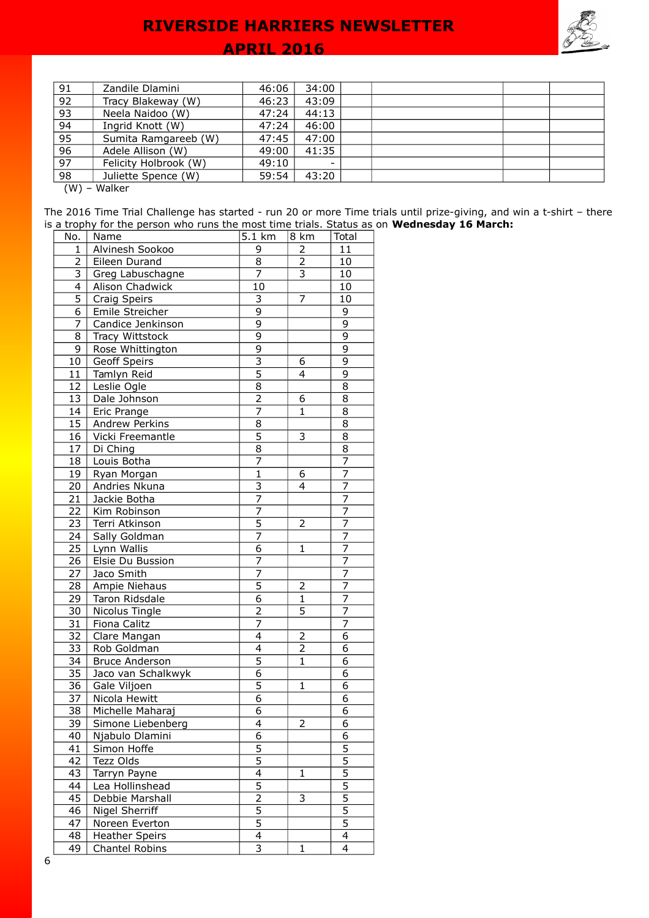| 91 | Zandile Dlamini | 46:06 | 34:00 | | | | |
|---|---|---|---|---|---|---|---|
| 92 | Tracy Blakeway (W) | 46:23 | 43:09 | | | | |
| 93 | Neela Naidoo (W) | 47:24 | 44:13 | | | | |
| 94 | Ingrid Knott (W) | 47:24 | 46:00 | | | | |
| 95 | Sumita Ramgareeb (W) | 47:45 | 47:00 | | | | |
| 96 | Adele Allison (W) | 49:00 | 41:35 | | | | |
| 97 | Felicity Holbrook (W) | 49:10 | - | | | | |
| 98 | Juliette Spence (W) | 59:54 | 43:20 | | | | |

(W) – Walker

The 2016 Time Trial Challenge has started - run 20 or more Time trials until prize-giving, and win a t-shirt – there is a trophy for the person who runs the most time trials. Status as on **Wednesday 16 March:**

| No. | Name | 5.1 km | 8 km | Total |
|---|---|---|---|---|
| 1 | Alvinesh Sookoo | 9 | 2 | 11 |
| 2 | Eileen Durand | 8 | 2 | 10 |
| 3 | Greg Labuschagne | 7 | 3 | 10 |
| 4 | Alison Chadwick | 10 | | 10 |
| 5 | Craig Speirs | 3 | 7 | 10 |
| 6 | Emile Streicher | 9 | | 9 |
| 7 | Candice Jenkinson | 9 | | 9 |
| 8 | Tracy Wittstock | 9 | | 9 |
| 9 | Rose Whittington | 9 | | 9 |
| 10 | Geoff Speirs | 3 | 6 | 9 |
| 11 | Tamlyn Reid | 5 | 4 | 9 |
| 12 | Leslie Ogle | 8 | | 8 |
| 13 | Dale Johnson | 2 | 6 | 8 |
| 14 | Eric Prange | 7 | 1 | 8 |
| 15 | Andrew Perkins | 8 | | 8 |
| 16 | Vicki Freemantle | 5 | 3 | 8 |
| 17 | Di Ching | 8 | | 8 |
| 18 | Louis Botha | 7 | | 7 |
| 19 | Ryan Morgan | 1 | 6 | 7 |
| 20 | Andries Nkuna | 3 | 4 | 7 |
| 21 | Jackie Botha | 7 | | 7 |
| 22 | Kim Robinson | 7 | | 7 |
| 23 | Terri Atkinson | 5 | 2 | 7 |
| 24 | Sally Goldman | 7 | | 7 |
| 25 | Lynn Wallis | 6 | 1 | 7 |
| 26 | Elsie Du Bussion | 7 | | 7 |
| 27 | Jaco Smith | 7 | | 7 |
| 28 | Ampie Niehaus | 5 | 2 | 7 |
| 29 | Taron Ridsdale | 6 | 1 | 7 |
| 30 | Nicolus Tingle | 2 | 5 | 7 |
| 31 | Fiona Calitz | 7 | | 7 |
| 32 | Clare Mangan | 4 | 2 | 6 |
| 33 | Rob Goldman | 4 | 2 | 6 |
| 34 | Bruce Anderson | 5 | 1 | 6 |
| 35 | Jaco van Schalkwyk | 6 | | 6 |
| 36 | Gale Viljoen | 5 | 1 | 6 |
| 37 | Nicola Hewitt | 6 | | 6 |
| 38 | Michelle Maharaj | 6 | | 6 |
| 39 | Simone Liebenberg | 4 | 2 | 6 |
| 40 | Njabulo Dlamini | 6 | | 6 |
| 41 | Simon Hoffe | 5 | | 5 |
| 42 | Tezz Olds | 5 | | 5 |
| 43 | Tarryn Payne | 4 | 1 | 5 |
| 44 | Lea Hollinshead | 5 | | 5 |
| 45 | Debbie Marshall | 2 | 3 | 5 |
| 46 | Nigel Sherriff | 5 | | 5 |
| 47 | Noreen Everton | 5 | | 5 |
| 48 | Heather Speirs | 4 | | 4 |
| 49 | Chantel Robins | 3 | 1 | 4 |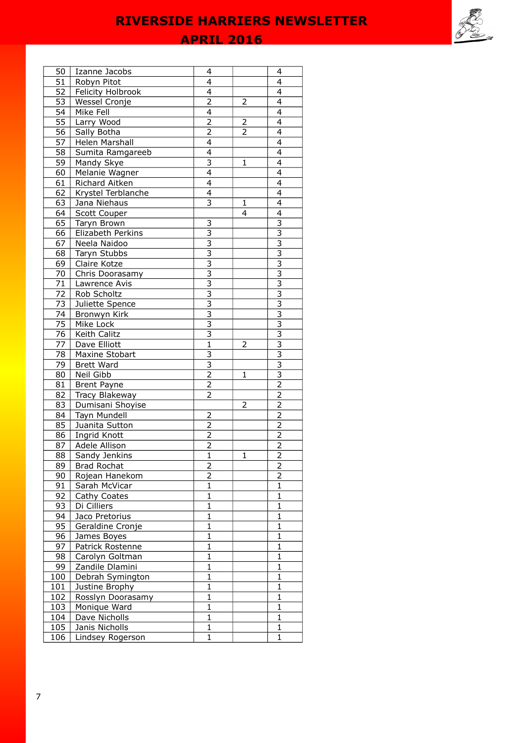| | | | | |
|---|---|---|---|---|
| 50 | Izanne Jacobs | 4 | | 4 |
| 51 | Robyn Pitot | 4 | | 4 |
| 52 | Felicity Holbrook | 4 | | 4 |
| 53 | Wessel Cronje | 2 | 2 | 4 |
| 54 | Mike Fell | 4 | | 4 |
| 55 | Larry Wood | 2 | 2 | 4 |
| 56 | Sally Botha | 2 | 2 | 4 |
| 57 | Helen Marshall | 4 | | 4 |
| 58 | Sumita Ramgareeb | 4 | | 4 |
| 59 | Mandy Skye | 3 | 1 | 4 |
| 60 | Melanie Wagner | 4 | | 4 |
| 61 | Richard Aitken | 4 | | 4 |
| 62 | Krystel Terblanche | 4 | | 4 |
| 63 | Jana Niehaus | 3 | 1 | 4 |
| 64 | Scott Couper | | 4 | 4 |
| 65 | Taryn Brown | 3 | | 3 |
| 66 | Elizabeth Perkins | 3 | | 3 |
| 67 | Neela Naidoo | 3 | | 3 |
| 68 | Taryn Stubbs | 3 | | 3 |
| 69 | Claire Kotze | 3 | | 3 |
| 70 | Chris Doorasamy | 3 | | 3 |
| 71 | Lawrence Avis | 3 | | 3 |
| 72 | Rob Scholtz | 3 | | 3 |
| 73 | Juliette Spence | 3 | | 3 |
| 74 | Bronwyn Kirk | 3 | | 3 |
| 75 | Mike Lock | 3 | | 3 |
| 76 | Keith Calitz | 3 | | 3 |
| 77 | Dave Elliott | 1 | 2 | 3 |
| 78 | Maxine Stobart | 3 | | 3 |
| 79 | Brett Ward | 3 | | 3 |
| 80 | Neil Gibb | 2 | 1 | 3 |
| 81 | Brent Payne | 2 | | 2 |
| 82 | Tracy Blakeway | 2 | | 2 |
| 83 | Dumisani Shoyise | | 2 | 2 |
| 84 | Tayn Mundell | 2 | | 2 |
| 85 | Juanita Sutton | 2 | | 2 |
| 86 | Ingrid Knott | 2 | | 2 |
| 87 | Adele Allison | 2 | | 2 |
| 88 | Sandy Jenkins | 1 | 1 | 2 |
| 89 | Brad Rochat | 2 | | 2 |
| 90 | Rojean Hanekom | 2 | | 2 |
| 91 | Sarah McVicar | 1 | | 1 |
| 92 | Cathy Coates | 1 | | 1 |
| 93 | Di Cilliers | 1 | | 1 |
| 94 | Jaco Pretorius | 1 | | 1 |
| 95 | Geraldine Cronje | 1 | | 1 |
| 96 | James Boyes | 1 | | 1 |
| 97 | Patrick Rostenne | 1 | | 1 |
| 98 | Carolyn Goltman | 1 | | 1 |
| 99 | Zandile Dlamini | 1 | | 1 |
| 100 | Debrah Symington | 1 | | 1 |
| 101 | Justine Brophy | 1 | | 1 |
| 102 | Rosslyn Doorasamy | 1 | | 1 |
| 103 | Monique Ward | 1 | | 1 |
| 104 | Dave Nicholls | 1 | | 1 |
| 105 | Janis Nicholls | 1 | | 1 |
| 106 | Lindsey Rogerson | 1 | | 1 |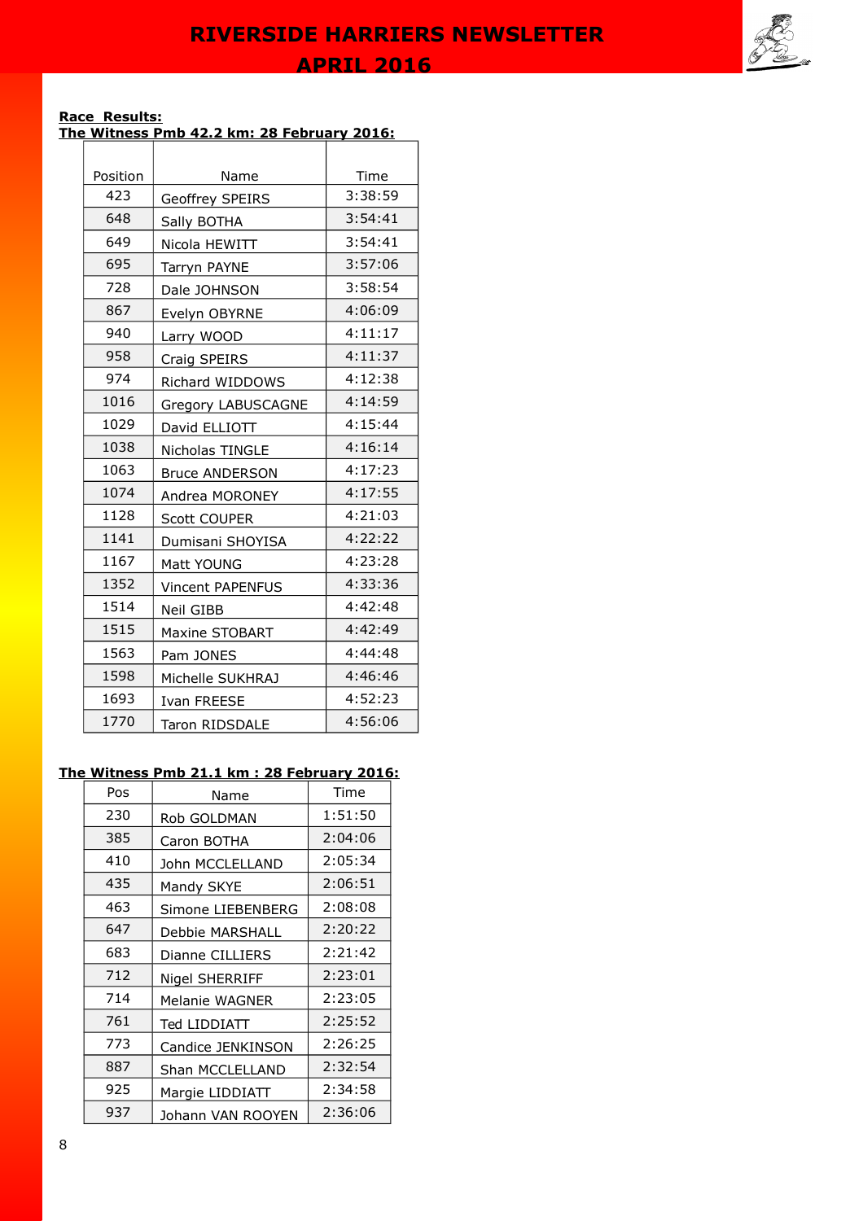**Race Results:**

**The Witness Pmb 42.2 km: 28 February 2016:**

| Position | Name | Time |
|---|---|---|
| 423 | Geoffrey SPEIRS | 3:38:59 |
| 648 | Sally BOTHA | 3:54:41 |
| 649 | Nicola HEWITT | 3:54:41 |
| 695 | Tarryn PAYNE | 3:57:06 |
| 728 | Dale JOHNSON | 3:58:54 |
| 867 | Evelyn OBYRNE | 4:06:09 |
| 940 | Larry WOOD | 4:11:17 |
| 958 | Craig SPEIRS | 4:11:37 |
| 974 | Richard WIDDOWS | 4:12:38 |
| 1016 | Gregory LABUSCAGNE | 4:14:59 |
| 1029 | David ELLIOTT | 4:15:44 |
| 1038 | Nicholas TINGLE | 4:16:14 |
| 1063 | Bruce ANDERSON | 4:17:23 |
| 1074 | Andrea MORONEY | 4:17:55 |
| 1128 | Scott COUPER | 4:21:03 |
| 1141 | Dumisani SHOYISA | 4:22:22 |
| 1167 | Matt YOUNG | 4:23:28 |
| 1352 | Vincent PAPENFUS | 4:33:36 |
| 1514 | Neil GIBB | 4:42:48 |
| 1515 | Maxine STOBART | 4:42:49 |
| 1563 | Pam JONES | 4:44:48 |
| 1598 | Michelle SUKHRAJ | 4:46:46 |
| 1693 | Ivan FREESE | 4:52:23 |
| 1770 | Taron RIDSDALE | 4:56:06 |

**The Witness Pmb 21.1 km : 28 February 2016:**

| Pos | Name | Time |
|---|---|---|
| 230 | Rob GOLDMAN | 1:51:50 |
| 385 | Caron BOTHA | 2:04:06 |
| 410 | John MCCLELLAND | 2:05:34 |
| 435 | Mandy SKYE | 2:06:51 |
| 463 | Simone LIEBENBERG | 2:08:08 |
| 647 | Debbie MARSHALL | 2:20:22 |
| 683 | Dianne CILLIERS | 2:21:42 |
| 712 | Nigel SHERRIFF | 2:23:01 |
| 714 | Melanie WAGNER | 2:23:05 |
| 761 | Ted LIDDIATT | 2:25:52 |
| 773 | Candice JENKINSON | 2:26:25 |
| 887 | Shan MCCLELLAND | 2:32:54 |
| 925 | Margie LIDDIATT | 2:34:58 |
| 937 | Johann VAN ROOYEN | 2:36:06 |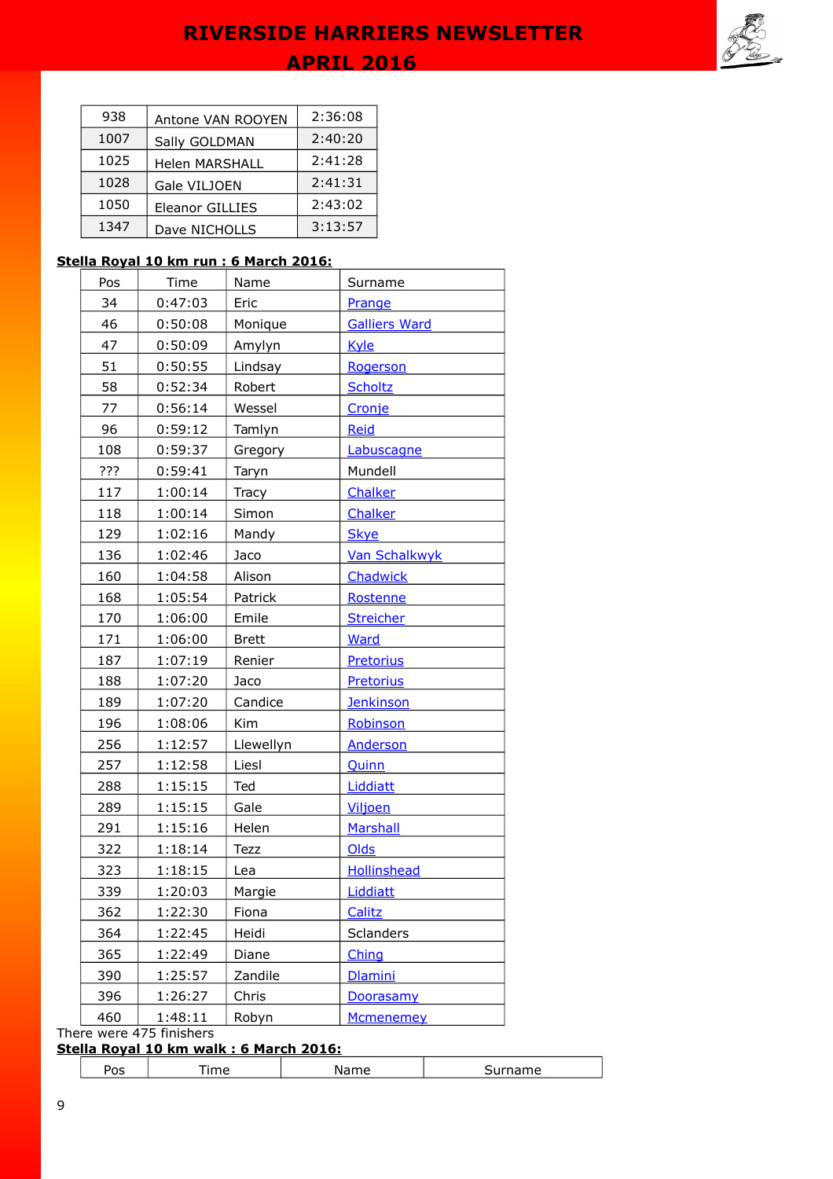| | | |
|---|---|---|
| 938 | Antone VAN ROOYEN | 2:36:08 |
| 1007 | Sally GOLDMAN | 2:40:20 |
| 1025 | Helen MARSHALL | 2:41:28 |
| 1028 | Gale VILJOEN | 2:41:31 |
| 1050 | Eleanor GILLIES | 2:43:02 |
| 1347 | Dave NICHOLLS | 3:13:57 |

**Stella Royal 10 km run : 6 March 2016:**

| Pos | Time | Name | Surname |
|---|---|---|---|
| 34 | 0:47:03 | Eric | Prange |
| 46 | 0:50:08 | Monique | Galliers Ward |
| 47 | 0:50:09 | Amylyn | Kyle |
| 51 | 0:50:55 | Lindsay | Rogerson |
| 58 | 0:52:34 | Robert | Scholtz |
| 77 | 0:56:14 | Wessel | Cronje |
| 96 | 0:59:12 | Tamlyn | Reid |
| 108 | 0:59:37 | Gregory | Labuscagne |
| ??? | 0:59:41 | Taryn | Mundell |
| 117 | 1:00:14 | Tracy | Chalker |
| 118 | 1:00:14 | Simon | Chalker |
| 129 | 1:02:16 | Mandy | Skye |
| 136 | 1:02:46 | Jaco | Van Schalkwyk |
| 160 | 1:04:58 | Alison | Chadwick |
| 168 | 1:05:54 | Patrick | Rostenne |
| 170 | 1:06:00 | Emile | Streicher |
| 171 | 1:06:00 | Brett | Ward |
| 187 | 1:07:19 | Renier | Pretorius |
| 188 | 1:07:20 | Jaco | Pretorius |
| 189 | 1:07:20 | Candice | Jenkinson |
| 196 | 1:08:06 | Kim | Robinson |
| 256 | 1:12:57 | Llewellyn | Anderson |
| 257 | 1:12:58 | Liesl | Quinn |
| 288 | 1:15:15 | Ted | Liddiatt |
| 289 | 1:15:15 | Gale | Viljoen |
| 291 | 1:15:16 | Helen | Marshall |
| 322 | 1:18:14 | Tezz | Olds |
| 323 | 1:18:15 | Lea | Hollinshead |
| 339 | 1:20:03 | Margie | Liddiatt |
| 362 | 1:22:30 | Fiona | Calitz |
| 364 | 1:22:45 | Heidi | Sclanders |
| 365 | 1:22:49 | Diane | Ching |
| 390 | 1:25:57 | Zandile | Dlamini |
| 396 | 1:26:27 | Chris | Doorasamy |
| 460 | 1:48:11 | Robyn | Mcmenemey |

There were 475 finishers

**Stella Royal 10 km walk : 6 March 2016:**

| Pos | Time | Name | Surname |
|---|---|---|---|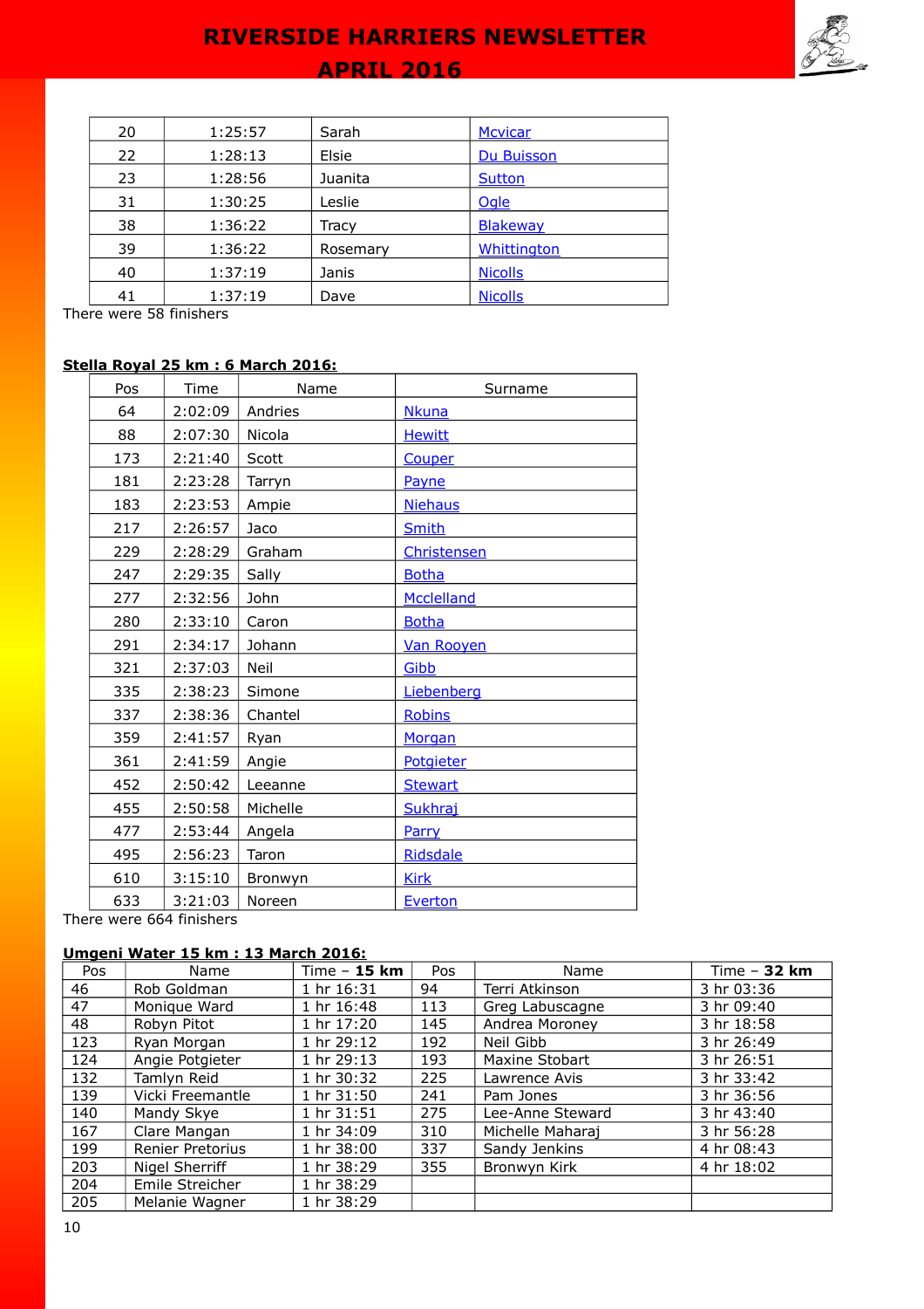| 20 | 1:25:57 | Sarah | Mcvicar |
|---|---|---|---|
| 22 | 1:28:13 | Elsie | Du Buisson |
| 23 | 1:28:56 | Juanita | Sutton |
| 31 | 1:30:25 | Leslie | Ogle |
| 38 | 1:36:22 | Tracy | Blakeway |
| 39 | 1:36:22 | Rosemary | Whittington |
| 40 | 1:37:19 | Janis | Nicolls |
| 41 | 1:37:19 | Dave | Nicolls |

There were 58 finishers

**Stella Royal 25 km : 6 March 2016:**

| Pos | Time | Name | Surname |
|---|---|---|---|
| 64 | 2:02:09 | Andries | Nkuna |
| 88 | 2:07:30 | Nicola | Hewitt |
| 173 | 2:21:40 | Scott | Couper |
| 181 | 2:23:28 | Tarryn | Payne |
| 183 | 2:23:53 | Ampie | Niehaus |
| 217 | 2:26:57 | Jaco | Smith |
| 229 | 2:28:29 | Graham | Christensen |
| 247 | 2:29:35 | Sally | Botha |
| 277 | 2:32:56 | John | Mcclelland |
| 280 | 2:33:10 | Caron | Botha |
| 291 | 2:34:17 | Johann | Van Rooyen |
| 321 | 2:37:03 | Neil | Gibb |
| 335 | 2:38:23 | Simone | Liebenberg |
| 337 | 2:38:36 | Chantel | Robins |
| 359 | 2:41:57 | Ryan | Morgan |
| 361 | 2:41:59 | Angie | Potgieter |
| 452 | 2:50:42 | Leeanne | Stewart |
| 455 | 2:50:58 | Michelle | Sukhraj |
| 477 | 2:53:44 | Angela | Parry |
| 495 | 2:56:23 | Taron | Ridsdale |
| 610 | 3:15:10 | Bronwyn | Kirk |
| 633 | 3:21:03 | Noreen | Everton |

There were 664 finishers

**Umgeni Water 15 km : 13 March 2016:**

| Pos | Name | Time – **15 km** | Pos | Name | Time – **32 km** |
|---|---|---|---|---|---|
| 46 | Rob Goldman | 1 hr 16:31 | 94 | Terri Atkinson | 3 hr 03:36 |
| 47 | Monique Ward | 1 hr 16:48 | 113 | Greg Labuscagne | 3 hr 09:40 |
| 48 | Robyn Pitot | 1 hr 17:20 | 145 | Andrea Moroney | 3 hr 18:58 |
| 123 | Ryan Morgan | 1 hr 29:12 | 192 | Neil Gibb | 3 hr 26:49 |
| 124 | Angie Potgieter | 1 hr 29:13 | 193 | Maxine Stobart | 3 hr 26:51 |
| 132 | Tamlyn Reid | 1 hr 30:32 | 225 | Lawrence Avis | 3 hr 33:42 |
| 139 | Vicki Freemantle | 1 hr 31:50 | 241 | Pam Jones | 3 hr 36:56 |
| 140 | Mandy Skye | 1 hr 31:51 | 275 | Lee-Anne Steward | 3 hr 43:40 |
| 167 | Clare Mangan | 1 hr 34:09 | 310 | Michelle Maharaj | 3 hr 56:28 |
| 199 | Renier Pretorius | 1 hr 38:00 | 337 | Sandy Jenkins | 4 hr 08:43 |
| 203 | Nigel Sherriff | 1 hr 38:29 | 355 | Bronwyn Kirk | 4 hr 18:02 |
| 204 | Emile Streicher | 1 hr 38:29 | | | |
| 205 | Melanie Wagner | 1 hr 38:29 | | | |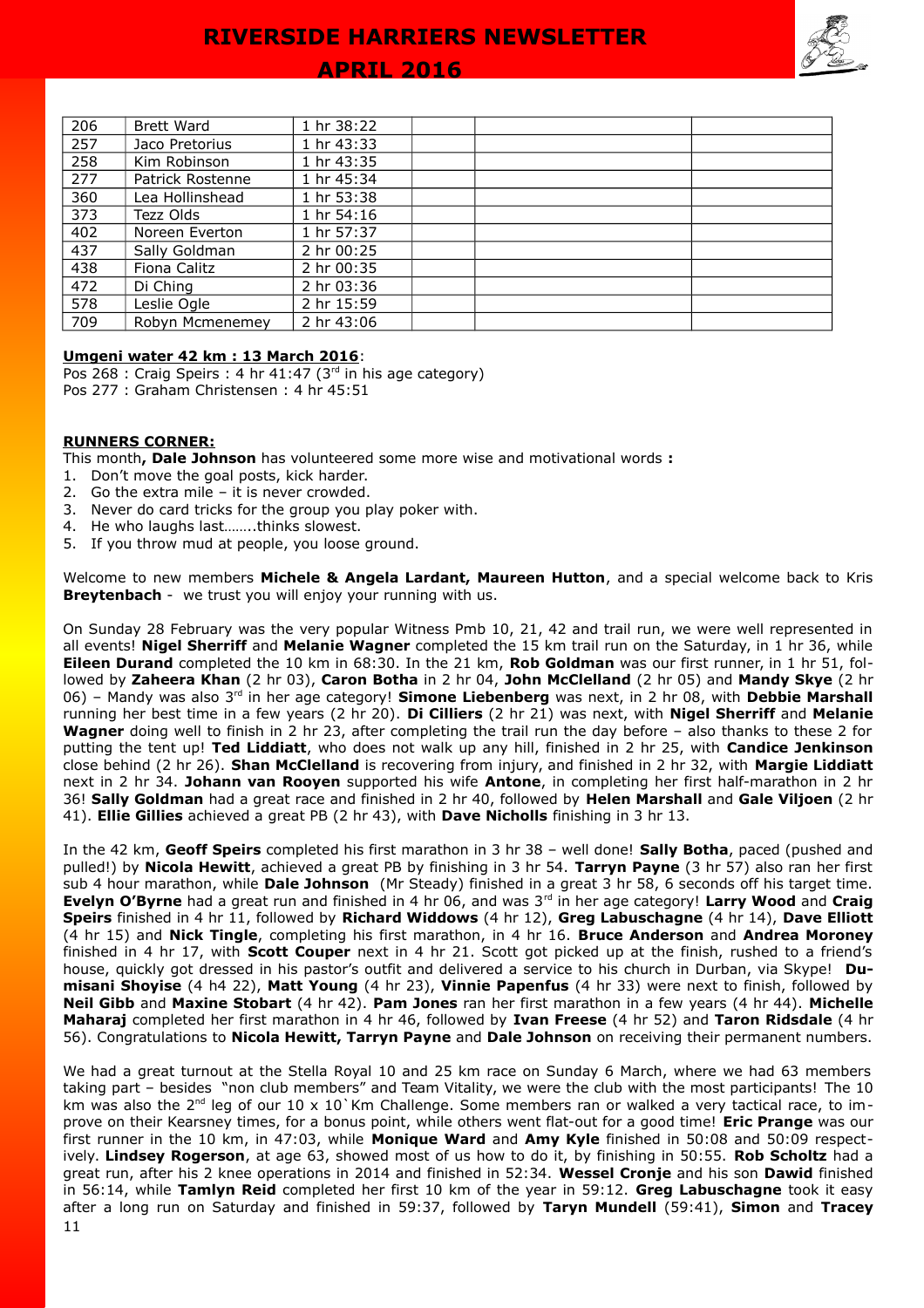| 206 | Brett Ward | 1 hr 38:22 | | | |
|---|---|---|---|---|---|
| 257 | Jaco Pretorius | 1 hr 43:33 | | | |
| 258 | Kim Robinson | 1 hr 43:35 | | | |
| 277 | Patrick Rostenne | 1 hr 45:34 | | | |
| 360 | Lea Hollinshead | 1 hr 53:38 | | | |
| 373 | Tezz Olds | 1 hr 54:16 | | | |
| 402 | Noreen Everton | 1 hr 57:37 | | | |
| 437 | Sally Goldman | 2 hr 00:25 | | | |
| 438 | Fiona Calitz | 2 hr 00:35 | | | |
| 472 | Di Ching | 2 hr 03:36 | | | |
| 578 | Leslie Ogle | 2 hr 15:59 | | | |
| 709 | Robyn Mcmenemey | 2 hr 43:06 | | | |

**Umgeni water 42 km : 13 March 2016**:
Pos 268 : Craig Speirs : 4 hr 41:47 (3rd in his age category)
Pos 277 : Graham Christensen : 4 hr 45:51

**RUNNERS CORNER:**
This month**, Dale Johnson** has volunteered some more wise and motivational words **:**

1. Don't move the goal posts, kick harder.
2. Go the extra mile – it is never crowded.
3. Never do card tricks for the group you play poker with.
4. He who laughs last……..thinks slowest.
5. If you throw mud at people, you loose ground.

Welcome to new members **Michele & Angela Lardant, Maureen Hutton**, and a special welcome back to Kris **Breytenbach** - we trust you will enjoy your running with us.

On Sunday 28 February was the very popular Witness Pmb 10, 21, 42 and trail run, we were well represented in all events! **Nigel Sherriff** and **Melanie Wagner** completed the 15 km trail run on the Saturday, in 1 hr 36, while **Eileen Durand** completed the 10 km in 68:30. In the 21 km, **Rob Goldman** was our first runner, in 1 hr 51, followed by **Zaheera Khan** (2 hr 03), **Caron Botha** in 2 hr 04, **John McClelland** (2 hr 05) and **Mandy Skye** (2 hr 06) – Mandy was also 3rd in her age category! **Simone Liebenberg** was next, in 2 hr 08, with **Debbie Marshall** running her best time in a few years (2 hr 20). **Di Cilliers** (2 hr 21) was next, with **Nigel Sherriff** and **Melanie Wagner** doing well to finish in 2 hr 23, after completing the trail run the day before – also thanks to these 2 for putting the tent up! **Ted Liddiatt**, who does not walk up any hill, finished in 2 hr 25, with **Candice Jenkinson** close behind (2 hr 26). **Shan McClelland** is recovering from injury, and finished in 2 hr 32, with **Margie Liddiatt** next in 2 hr 34. **Johann van Rooyen** supported his wife **Antone**, in completing her first half-marathon in 2 hr 36! **Sally Goldman** had a great race and finished in 2 hr 40, followed by **Helen Marshall** and **Gale Viljoen** (2 hr 41). **Ellie Gillies** achieved a great PB (2 hr 43), with **Dave Nicholls** finishing in 3 hr 13.

In the 42 km, **Geoff Speirs** completed his first marathon in 3 hr 38 – well done! **Sally Botha**, paced (pushed and pulled!) by **Nicola Hewitt**, achieved a great PB by finishing in 3 hr 54. **Tarryn Payne** (3 hr 57) also ran her first sub 4 hour marathon, while **Dale Johnson** (Mr Steady) finished in a great 3 hr 58, 6 seconds off his target time. **Evelyn O'Byrne** had a great run and finished in 4 hr 06, and was 3rd in her age category! **Larry Wood** and **Craig Speirs** finished in 4 hr 11, followed by **Richard Widdows** (4 hr 12), **Greg Labuschagne** (4 hr 14), **Dave Elliott** (4 hr 15) and **Nick Tingle**, completing his first marathon, in 4 hr 16. **Bruce Anderson** and **Andrea Moroney** finished in 4 hr 17, with **Scott Couper** next in 4 hr 21. Scott got picked up at the finish, rushed to a friend's house, quickly got dressed in his pastor's outfit and delivered a service to his church in Durban, via Skype! **Dumisani Shoyise** (4 h4 22), **Matt Young** (4 hr 23), **Vinnie Papenfus** (4 hr 33) were next to finish, followed by **Neil Gibb** and **Maxine Stobart** (4 hr 42). **Pam Jones** ran her first marathon in a few years (4 hr 44). **Michelle Maharaj** completed her first marathon in 4 hr 46, followed by **Ivan Freese** (4 hr 52) and **Taron Ridsdale** (4 hr 56). Congratulations to **Nicola Hewitt, Tarryn Payne** and **Dale Johnson** on receiving their permanent numbers.

We had a great turnout at the Stella Royal 10 and 25 km race on Sunday 6 March, where we had 63 members taking part – besides "non club members" and Team Vitality, we were the club with the most participants! The 10 km was also the 2nd leg of our 10 x 10`Km Challenge. Some members ran or walked a very tactical race, to improve on their Kearsney times, for a bonus point, while others went flat-out for a good time! **Eric Prange** was our first runner in the 10 km, in 47:03, while **Monique Ward** and **Amy Kyle** finished in 50:08 and 50:09 respectively. **Lindsey Rogerson**, at age 63, showed most of us how to do it, by finishing in 50:55. **Rob Scholtz** had a great run, after his 2 knee operations in 2014 and finished in 52:34. **Wessel Cronje** and his son **Dawid** finished in 56:14, while **Tamlyn Reid** completed her first 10 km of the year in 59:12. **Greg Labuschagne** took it easy after a long run on Saturday and finished in 59:37, followed by **Taryn Mundell** (59:41), **Simon** and **Tracey**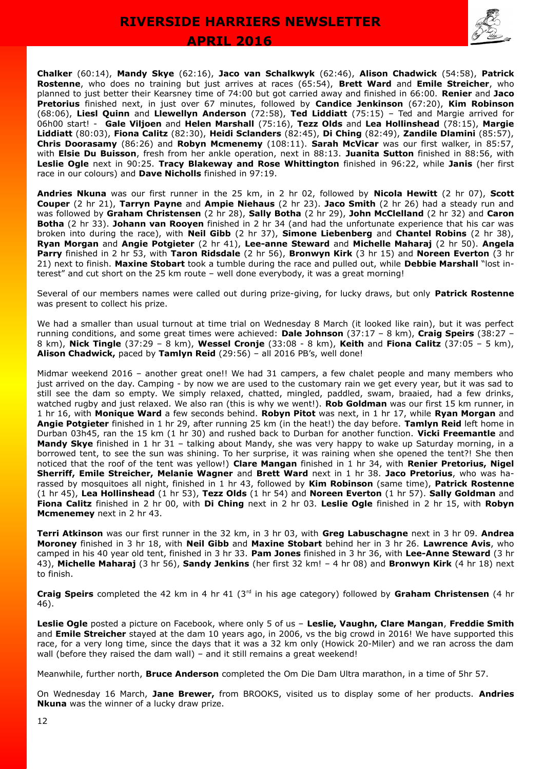**Chalker** (60:14), **Mandy Skye** (62:16), **Jaco van Schalkwyk** (62:46), **Alison Chadwick** (54:58), **Patrick Rostenne**, who does no training but just arrives at races (65:54), **Brett Ward** and **Emile Streicher**, who planned to just better their Kearsney time of 74:00 but got carried away and finished in 66:00. **Renier** and **Jaco Pretorius** finished next, in just over 67 minutes, followed by **Candice Jenkinson** (67:20), **Kim Robinson** (68:06), **Liesl Quinn** and **Llewellyn Anderson** (72:58), **Ted Liddiatt** (75:15) – Ted and Margie arrived for 06h00 start! - **Gale Viljoen** and **Helen Marshall** (75:16), **Tezz Olds** and **Lea Hollinshead** (78:15), **Margie Liddiatt** (80:03), **Fiona Calitz** (82:30), **Heidi Sclanders** (82:45), **Di Ching** (82:49), **Zandile Dlamini** (85:57), **Chris Doorasamy** (86:26) and **Robyn Mcmenemy** (108:11). **Sarah McVicar** was our first walker, in 85:57, with **Elsie Du Buisson**, fresh from her ankle operation, next in 88:13. **Juanita Sutton** finished in 88:56, with **Leslie Ogle** next in 90:25. **Tracy Blakeway and Rose Whittington** finished in 96:22, while **Janis** (her first race in our colours) and **Dave Nicholls** finished in 97:19.

**Andries Nkuna** was our first runner in the 25 km, in 2 hr 02, followed by **Nicola Hewitt** (2 hr 07), **Scott Couper** (2 hr 21), **Tarryn Payne** and **Ampie Niehaus** (2 hr 23). **Jaco Smith** (2 hr 26) had a steady run and was followed by **Graham Christensen** (2 hr 28), **Sally Botha** (2 hr 29), **John McClelland** (2 hr 32) and **Caron Botha** (2 hr 33). **Johann van Rooyen** finished in 2 hr 34 (and had the unfortunate experience that his car was broken into during the race), with **Neil Gibb** (2 hr 37), **Simone Liebenberg** and **Chantel Robins** (2 hr 38), **Ryan Morgan** and **Angie Potgieter** (2 hr 41), **Lee-anne Steward** and **Michelle Maharaj** (2 hr 50). **Angela Parry** finished in 2 hr 53, with **Taron Ridsdale** (2 hr 56), **Bronwyn Kirk** (3 hr 15) and **Noreen Everton** (3 hr 21) next to finish. **Maxine Stobart** took a tumble during the race and pulled out, while **Debbie Marshall** "lost interest" and cut short on the 25 km route – well done everybody, it was a great morning!

Several of our members names were called out during prize-giving, for lucky draws, but only **Patrick Rostenne** was present to collect his prize.

We had a smaller than usual turnout at time trial on Wednesday 8 March (it looked like rain), but it was perfect running conditions, and some great times were achieved: **Dale Johnson** (37:17 – 8 km), **Craig Speirs** (38:27 – 8 km), **Nick Tingle** (37:29 – 8 km), **Wessel Cronje** (33:08 - 8 km), **Keith** and **Fiona Calitz** (37:05 – 5 km), **Alison Chadwick,** paced by **Tamlyn Reid** (29:56) – all 2016 PB's, well done!

Midmar weekend 2016 – another great one!! We had 31 campers, a few chalet people and many members who just arrived on the day. Camping - by now we are used to the customary rain we get every year, but it was sad to still see the dam so empty. We simply relaxed, chatted, mingled, paddled, swam, braaied, had a few drinks, watched rugby and just relaxed. We also ran (this is why we went!). **Rob Goldman** was our first 15 km runner, in 1 hr 16, with **Monique Ward** a few seconds behind. **Robyn Pitot** was next, in 1 hr 17, while **Ryan Morgan** and **Angie Potgieter** finished in 1 hr 29, after running 25 km (in the heat!) the day before. **Tamlyn Reid** left home in Durban 03h45, ran the 15 km (1 hr 30) and rushed back to Durban for another function. **Vicki Freemantle** and **Mandy Skye** finished in 1 hr 31 – talking about Mandy, she was very happy to wake up Saturday morning, in a borrowed tent, to see the sun was shining. To her surprise, it was raining when she opened the tent?! She then noticed that the roof of the tent was yellow!) **Clare Mangan** finished in 1 hr 34, with **Renier Pretorius, Nigel Sherriff, Emile Streicher, Melanie Wagner** and **Brett Ward** next in 1 hr 38. **Jaco Pretorius**, who was harassed by mosquitoes all night, finished in 1 hr 43, followed by **Kim Robinson** (same time), **Patrick Rostenne** (1 hr 45), **Lea Hollinshead** (1 hr 53), **Tezz Olds** (1 hr 54) and **Noreen Everton** (1 hr 57). **Sally Goldman** and **Fiona Calitz** finished in 2 hr 00, with **Di Ching** next in 2 hr 03. **Leslie Ogle** finished in 2 hr 15, with **Robyn Mcmenemey** next in 2 hr 43.

**Terri Atkinson** was our first runner in the 32 km, in 3 hr 03, with **Greg Labuschagne** next in 3 hr 09. **Andrea Moroney** finished in 3 hr 18, with **Neil Gibb** and **Maxine Stobart** behind her in 3 hr 26. **Lawrence Avis**, who camped in his 40 year old tent, finished in 3 hr 33. **Pam Jones** finished in 3 hr 36, with **Lee-Anne Steward** (3 hr 43), **Michelle Maharaj** (3 hr 56), **Sandy Jenkins** (her first 32 km! – 4 hr 08) and **Bronwyn Kirk** (4 hr 18) next to finish.

**Craig Speirs** completed the 42 km in 4 hr 41 (3rd in his age category) followed by **Graham Christensen** (4 hr 46).

**Leslie Ogle** posted a picture on Facebook, where only 5 of us – **Leslie, Vaughn, Clare Mangan**, **Freddie Smith** and **Emile Streicher** stayed at the dam 10 years ago, in 2006, vs the big crowd in 2016! We have supported this race, for a very long time, since the days that it was a 32 km only (Howick 20-Miler) and we ran across the dam wall (before they raised the dam wall) – and it still remains a great weekend!

Meanwhile, further north, **Bruce Anderson** completed the Om Die Dam Ultra marathon, in a time of 5hr 57.

On Wednesday 16 March, **Jane Brewer,** from BROOKS, visited us to display some of her products. **Andries Nkuna** was the winner of a lucky draw prize.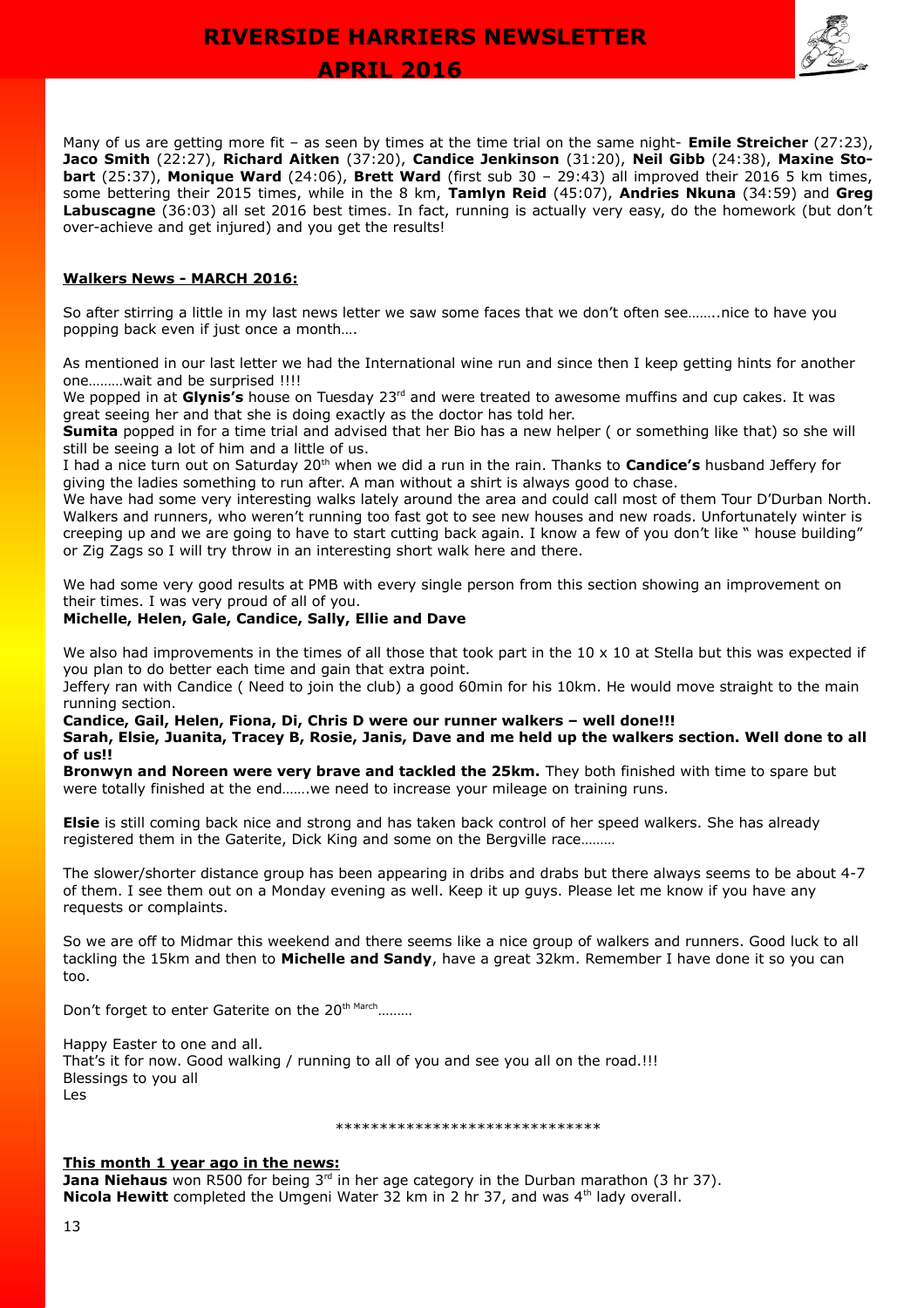Many of us are getting more fit – as seen by times at the time trial on the same night- **Emile Streicher** (27:23), **Jaco Smith** (22:27), **Richard Aitken** (37:20), **Candice Jenkinson** (31:20), **Neil Gibb** (24:38), **Maxine Stobart** (25:37), **Monique Ward** (24:06), **Brett Ward** (first sub 30 – 29:43) all improved their 2016 5 km times, some bettering their 2015 times, while in the 8 km, **Tamlyn Reid** (45:07), **Andries Nkuna** (34:59) and **Greg Labuscagne** (36:03) all set 2016 best times. In fact, running is actually very easy, do the homework (but don't over-achieve and get injured) and you get the results!

**Walkers News - MARCH 2016:**

So after stirring a little in my last news letter we saw some faces that we don't often see……..nice to have you popping back even if just once a month….

As mentioned in our last letter we had the International wine run and since then I keep getting hints for another one………wait and be surprised !!!!

We popped in at **Glynis's** house on Tuesday 23rd and were treated to awesome muffins and cup cakes. It was great seeing her and that she is doing exactly as the doctor has told her.

**Sumita** popped in for a time trial and advised that her Bio has a new helper ( or something like that) so she will still be seeing a lot of him and a little of us.

I had a nice turn out on Saturday 20th when we did a run in the rain. Thanks to **Candice's** husband Jeffery for giving the ladies something to run after. A man without a shirt is always good to chase.

We have had some very interesting walks lately around the area and could call most of them Tour D'Durban North. Walkers and runners, who weren't running too fast got to see new houses and new roads. Unfortunately winter is creeping up and we are going to have to start cutting back again. I know a few of you don't like " house building" or Zig Zags so I will try throw in an interesting short walk here and there.

We had some very good results at PMB with every single person from this section showing an improvement on their times. I was very proud of all of you.

**Michelle, Helen, Gale, Candice, Sally, Ellie and Dave**

We also had improvements in the times of all those that took part in the 10 x 10 at Stella but this was expected if you plan to do better each time and gain that extra point.

Jeffery ran with Candice ( Need to join the club) a good 60min for his 10km. He would move straight to the main running section.

**Candice, Gail, Helen, Fiona, Di, Chris D were our runner walkers – well done!!!**

**Sarah, Elsie, Juanita, Tracey B, Rosie, Janis, Dave and me held up the walkers section. Well done to all of us!!**

**Bronwyn and Noreen were very brave and tackled the 25km.** They both finished with time to spare but were totally finished at the end…….we need to increase your mileage on training runs.

**Elsie** is still coming back nice and strong and has taken back control of her speed walkers. She has already registered them in the Gaterite, Dick King and some on the Bergville race………

The slower/shorter distance group has been appearing in dribs and drabs but there always seems to be about 4-7 of them. I see them out on a Monday evening as well. Keep it up guys. Please let me know if you have any requests or complaints.

So we are off to Midmar this weekend and there seems like a nice group of walkers and runners. Good luck to all tackling the 15km and then to **Michelle and Sandy**, have a great 32km. Remember I have done it so you can too.

Don't forget to enter Gaterite on the 20th March………

Happy Easter to one and all.
That's it for now. Good walking / running to all of you and see you all on the road.!!!
Blessings to you all
Les

\*\*\*\*\*\*\*\*\*\*\*\*\*\*\*\*\*\*\*\*\*\*\*\*\*\*\*\*\*\*

**This month 1 year ago in the news:**

**Jana Niehaus** won R500 for being 3rd in her age category in the Durban marathon (3 hr 37).
**Nicola Hewitt** completed the Umgeni Water 32 km in 2 hr 37, and was 4th lady overall.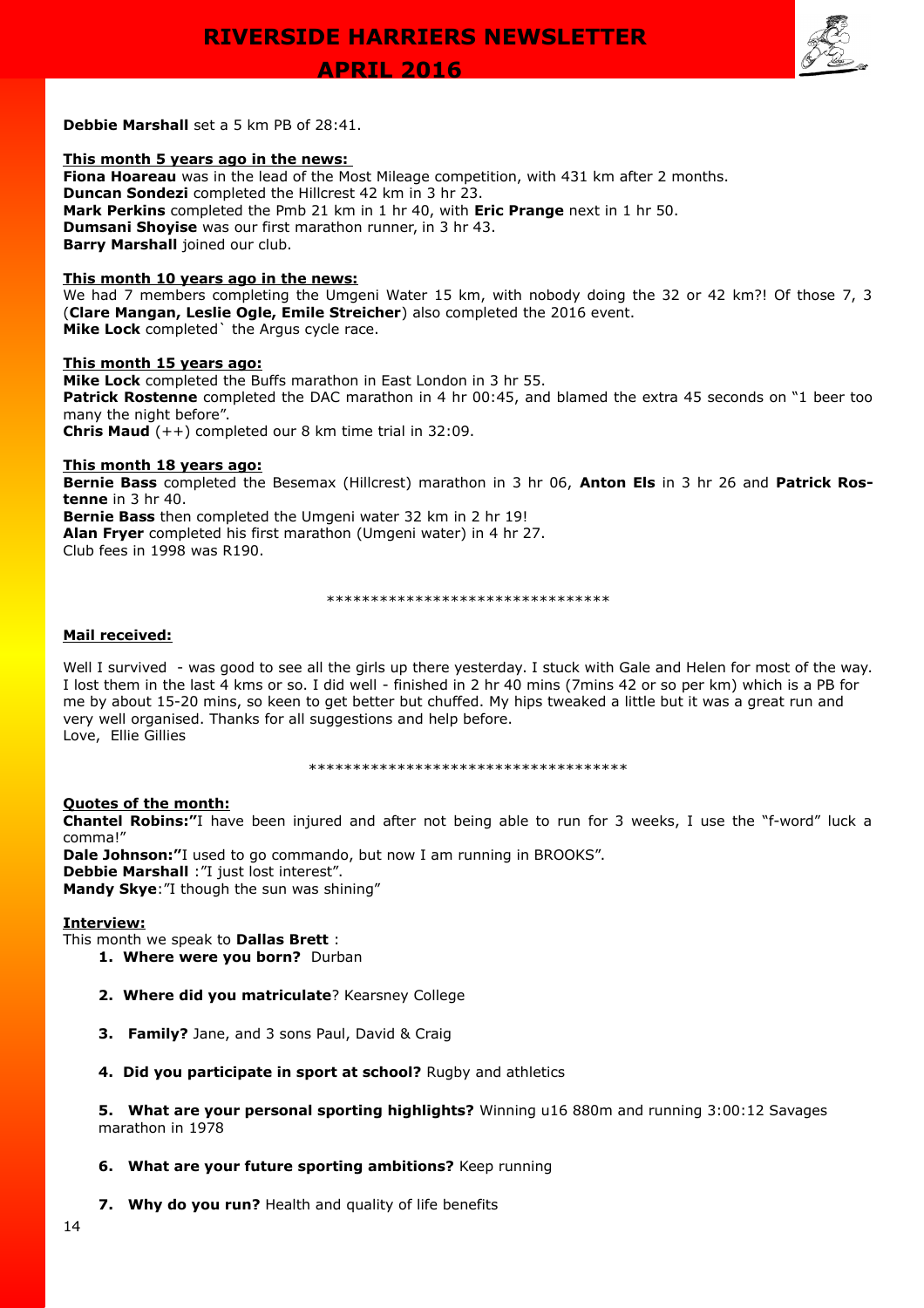**Debbie Marshall** set a 5 km PB of 28:41.

**This month 5 years ago in the news:**

**Fiona Hoareau** was in the lead of the Most Mileage competition, with 431 km after 2 months.
**Duncan Sondezi** completed the Hillcrest 42 km in 3 hr 23.
**Mark Perkins** completed the Pmb 21 km in 1 hr 40, with **Eric Prange** next in 1 hr 50.
**Dumsani Shoyise** was our first marathon runner, in 3 hr 43.
**Barry Marshall** joined our club.

**This month 10 years ago in the news:**

We had 7 members completing the Umgeni Water 15 km, with nobody doing the 32 or 42 km?! Of those 7, 3 (**Clare Mangan, Leslie Ogle, Emile Streicher**) also completed the 2016 event.
**Mike Lock** completed` the Argus cycle race.

**This month 15 years ago:**

**Mike Lock** completed the Buffs marathon in East London in 3 hr 55.
**Patrick Rostenne** completed the DAC marathon in 4 hr 00:45, and blamed the extra 45 seconds on "1 beer too many the night before".
**Chris Maud** (++) completed our 8 km time trial in 32:09.

**This month 18 years ago:**

**Bernie Bass** completed the Besemax (Hillcrest) marathon in 3 hr 06, **Anton Els** in 3 hr 26 and **Patrick Rostenne** in 3 hr 40.
**Bernie Bass** then completed the Umgeni water 32 km in 2 hr 19!
**Alan Fryer** completed his first marathon (Umgeni water) in 4 hr 27.
Club fees in 1998 was R190.

*******************************

**Mail received:**

Well I survived - was good to see all the girls up there yesterday. I stuck with Gale and Helen for most of the way. I lost them in the last 4 kms or so. I did well - finished in 2 hr 40 mins (7mins 42 or so per km) which is a PB for me by about 15-20 mins, so keen to get better but chuffed. My hips tweaked a little but it was a great run and very well organised. Thanks for all suggestions and help before.
Love, Ellie Gillies

***********************************

**Quotes of the month:**

**Chantel Robins:"**I have been injured and after not being able to run for 3 weeks, I use the "f-word" luck a comma!"
**Dale Johnson:"**I used to go commando, but now I am running in BROOKS".
**Debbie Marshall** :"I just lost interest".
**Mandy Skye**:"I though the sun was shining"

**Interview:**

This month we speak to **Dallas Brett** :

1. **Where were you born?** Durban
2. **Where did you matriculate**? Kearsney College
3. **Family?** Jane, and 3 sons Paul, David & Craig
4. **Did you participate in sport at school?** Rugby and athletics
5. **What are your personal sporting highlights?** Winning u16 880m and running 3:00:12 Savages marathon in 1978
6. **What are your future sporting ambitions?** Keep running
7. **Why do you run?** Health and quality of life benefits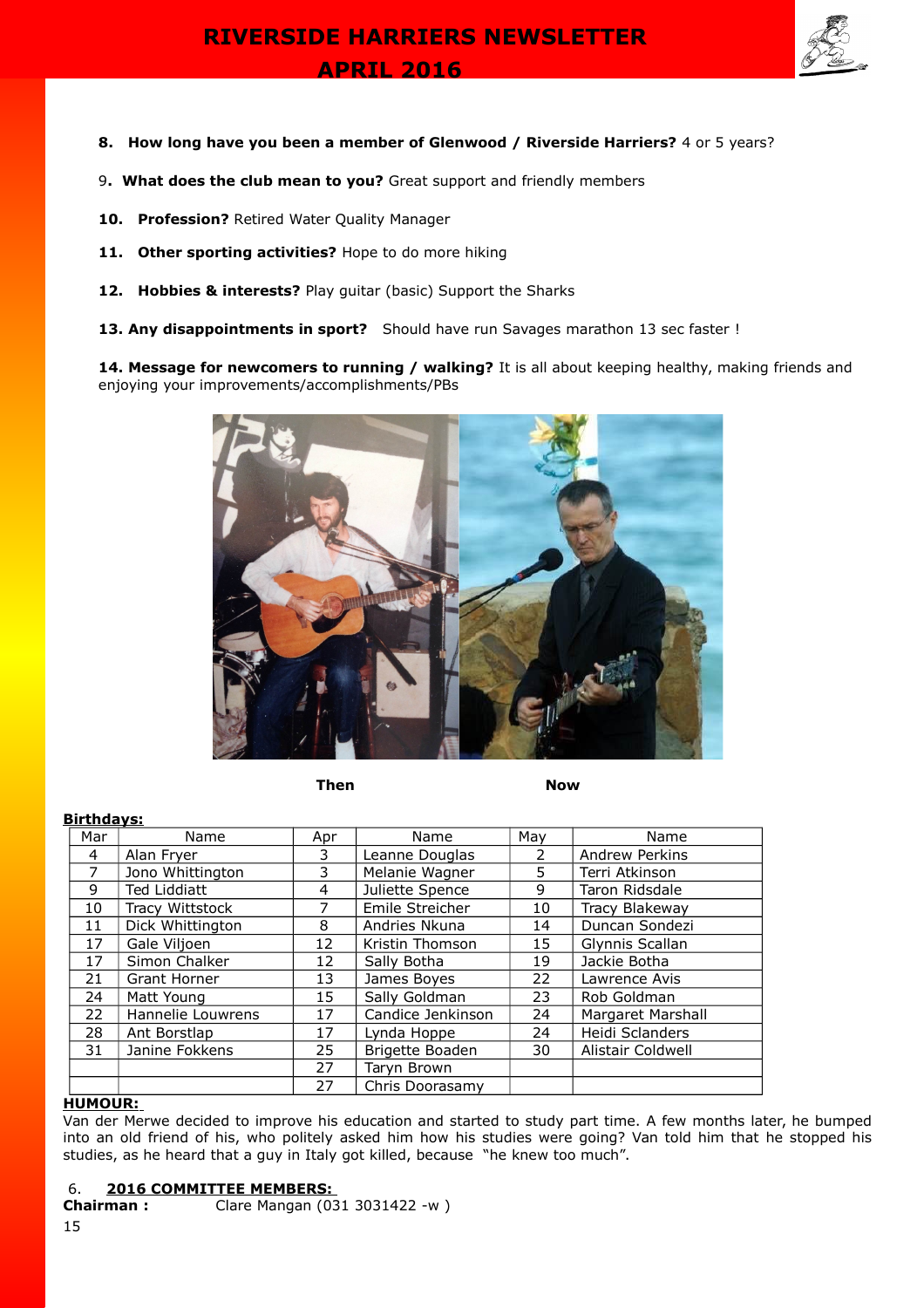**8. How long have you been a member of Glenwood / Riverside Harriers?** 4 or 5 years?

9**. What does the club mean to you?** Great support and friendly members

**10. Profession?** Retired Water Quality Manager

**11. Other sporting activities?** Hope to do more hiking

**12. Hobbies & interests?** Play guitar (basic) Support the Sharks

**13. Any disappointments in sport?** Should have run Savages marathon 13 sec faster !

**14. Message for newcomers to running / walking?** It is all about keeping healthy, making friends and enjoying your improvements/accomplishments/PBs

**Then** **Now**

**Birthdays:**

| Mar | Name | Apr | Name | May | Name |
|---|---|---|---|---|---|
| 4 | Alan Fryer | 3 | Leanne Douglas | 2 | Andrew Perkins |
| 7 | Jono Whittington | 3 | Melanie Wagner | 5 | Terri Atkinson |
| 9 | Ted Liddiatt | 4 | Juliette Spence | 9 | Taron Ridsdale |
| 10 | Tracy Wittstock | 7 | Emile Streicher | 10 | Tracy Blakeway |
| 11 | Dick Whittington | 8 | Andries Nkuna | 14 | Duncan Sondezi |
| 17 | Gale Viljoen | 12 | Kristin Thomson | 15 | Glynnis Scallan |
| 17 | Simon Chalker | 12 | Sally Botha | 19 | Jackie Botha |
| 21 | Grant Horner | 13 | James Boyes | 22 | Lawrence Avis |
| 24 | Matt Young | 15 | Sally Goldman | 23 | Rob Goldman |
| 22 | Hannelie Louwrens | 17 | Candice Jenkinson | 24 | Margaret Marshall |
| 28 | Ant Borstlap | 17 | Lynda Hoppe | 24 | Heidi Sclanders |
| 31 | Janine Fokkens | 25 | Brigette Boaden | 30 | Alistair Coldwell |
| | | 27 | Taryn Brown | | |
| | | 27 | Chris Doorasamy | | |

**HUMOUR:**

Van der Merwe decided to improve his education and started to study part time. A few months later, he bumped into an old friend of his, who politely asked him how his studies were going? Van told him that he stopped his studies, as he heard that a guy in Italy got killed, because "he knew too much".

6. **2016 COMMITTEE MEMBERS:**

**Chairman :** Clare Mangan (031 3031422 -w )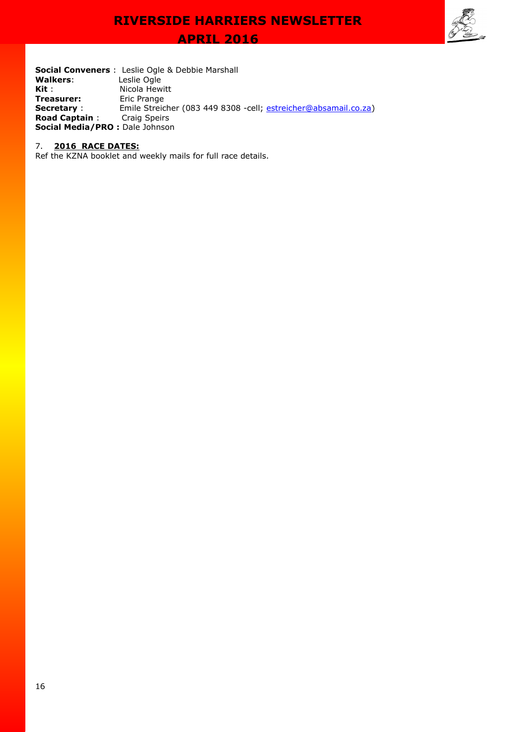**Social Conveners** : Leslie Ogle & Debbie Marshall
**Walkers**: Leslie Ogle
**Kit** : Nicola Hewitt
**Treasurer:** Eric Prange
**Secretary** : Emile Streicher (083 449 8308 -cell; estreicher@absamail.co.za)
**Road Captain** : Craig Speirs
**Social Media/PRO :** Dale Johnson

7. **2016 RACE DATES:**

Ref the KZNA booklet and weekly mails for full race details.